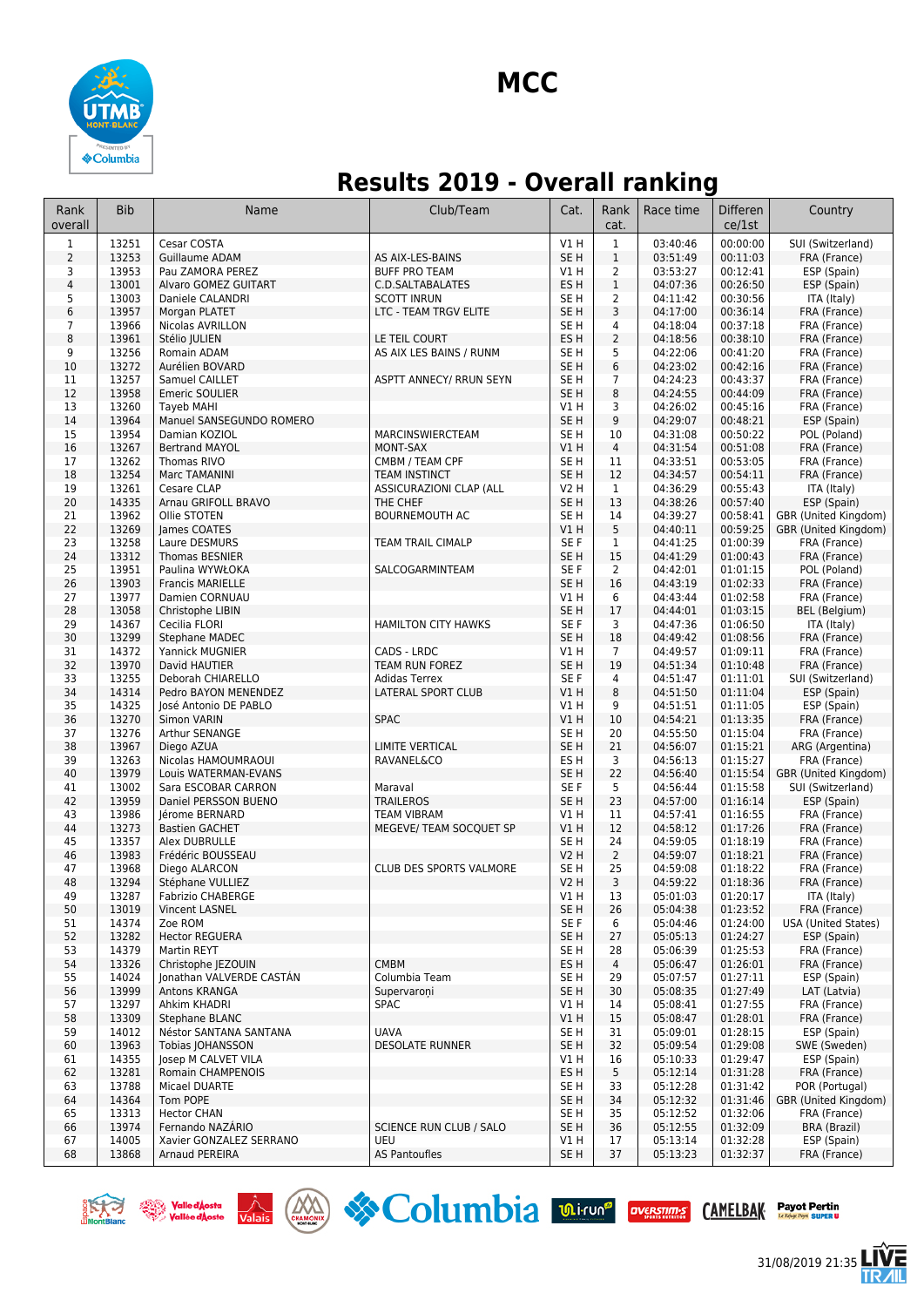# MCC

## Results 2019 - Overall ranking

| Rank overall | Bib | Name | Club/Team | Cat. | Rank cat. | Race time | Differen ce/1st | Country |
|---|---|---|---|---|---|---|---|---|
| 1 | 13251 | Cesar COSTA | | V1 H | 1 | 03:40:46 | 00:00:00 | SUI (Switzerland) |
| 2 | 13253 | Guillaume ADAM | AS AIX-LES-BAINS | SE H | 1 | 03:51:49 | 00:11:03 | FRA (France) |
| 3 | 13953 | Pau ZAMORA PEREZ | BUFF PRO TEAM | V1 H | 2 | 03:53:27 | 00:12:41 | ESP (Spain) |
| 4 | 13001 | Alvaro GOMEZ GUITART | C.D.SALTABALATES | ES H | 1 | 04:07:36 | 00:26:50 | ESP (Spain) |
| 5 | 13003 | Daniele CALANDRI | SCOTT INRUN | SE H | 2 | 04:11:42 | 00:30:56 | ITA (Italy) |
| 6 | 13957 | Morgan PLATET | LTC - TEAM TRGV ELITE | SE H | 3 | 04:17:00 | 00:36:14 | FRA (France) |
| 7 | 13966 | Nicolas AVRILLON | | SE H | 4 | 04:18:04 | 00:37:18 | FRA (France) |
| 8 | 13961 | Stélio JULIEN | LE TEIL COURT | ES H | 2 | 04:18:56 | 00:38:10 | FRA (France) |
| 9 | 13256 | Romain ADAM | AS AIX LES BAINS / RUNM | SE H | 5 | 04:22:06 | 00:41:20 | FRA (France) |
| 10 | 13272 | Aurélien BOVARD | | SE H | 6 | 04:23:02 | 00:42:16 | FRA (France) |
| 11 | 13257 | Samuel CAILLET | ASPTT ANNECY/ RRUN SEYN | SE H | 7 | 04:24:23 | 00:43:37 | FRA (France) |
| 12 | 13958 | Emeric SOULIER | | SE H | 8 | 04:24:55 | 00:44:09 | FRA (France) |
| 13 | 13260 | Tayeb MAHI | | V1 H | 3 | 04:26:02 | 00:45:16 | FRA (France) |
| 14 | 13964 | Manuel SANSEGUNDO ROMERO | | SE H | 9 | 04:29:07 | 00:48:21 | ESP (Spain) |
| 15 | 13954 | Damian KOZIOL | MARCINSWIERCTEAM | SE H | 10 | 04:31:08 | 00:50:22 | POL (Poland) |
| 16 | 13267 | Bertrand MAYOL | MONT-SAX | V1 H | 4 | 04:31:54 | 00:51:08 | FRA (France) |
| 17 | 13262 | Thomas RIVO | CMBM / TEAM CPF | SE H | 11 | 04:33:51 | 00:53:05 | FRA (France) |
| 18 | 13254 | Marc TAMANINI | TEAM INSTINCT | SE H | 12 | 04:34:57 | 00:54:11 | FRA (France) |
| 19 | 13261 | Cesare CLAP | ASSICURAZIONI CLAP (ALL | V2 H | 1 | 04:36:29 | 00:55:43 | ITA (Italy) |
| 20 | 14335 | Arnau GRIFOLL BRAVO | THE CHEF | SE H | 13 | 04:38:26 | 00:57:40 | ESP (Spain) |
| 21 | 13962 | Ollie STOTEN | BOURNEMOUTH AC | SE H | 14 | 04:39:27 | 00:58:41 | GBR (United Kingdom) |
| 22 | 13269 | James COATES | | V1 H | 5 | 04:40:11 | 00:59:25 | GBR (United Kingdom) |
| 23 | 13258 | Laure DESMURS | TEAM TRAIL CIMALP | SE F | 1 | 04:41:25 | 01:00:39 | FRA (France) |
| 24 | 13312 | Thomas BESNIER | | SE H | 15 | 04:41:29 | 01:00:43 | FRA (France) |
| 25 | 13951 | Paulina WYWŁOKA | SALCOGARMINTEAM | SE F | 2 | 04:42:01 | 01:01:15 | POL (Poland) |
| 26 | 13903 | Francis MARIELLE | | SE H | 16 | 04:43:19 | 01:02:33 | FRA (France) |
| 27 | 13977 | Damien CORNUAU | | V1 H | 6 | 04:43:44 | 01:02:58 | FRA (France) |
| 28 | 13058 | Christophe LIBIN | | SE H | 17 | 04:44:01 | 01:03:15 | BEL (Belgium) |
| 29 | 14367 | Cecilia FLORI | HAMILTON CITY HAWKS | SE F | 3 | 04:47:36 | 01:06:50 | ITA (Italy) |
| 30 | 13299 | Stephane MADEC | | SE H | 18 | 04:49:42 | 01:08:56 | FRA (France) |
| 31 | 14372 | Yannick MUGNIER | CADS - LRDC | V1 H | 7 | 04:49:57 | 01:09:11 | FRA (France) |
| 32 | 13970 | David HAUTIER | TEAM RUN FOREZ | SE H | 19 | 04:51:34 | 01:10:48 | FRA (France) |
| 33 | 13255 | Deborah CHIARELLO | Adidas Terrex | SE F | 4 | 04:51:47 | 01:11:01 | SUI (Switzerland) |
| 34 | 14314 | Pedro BAYON MENENDEZ | LATERAL SPORT CLUB | V1 H | 8 | 04:51:50 | 01:11:04 | ESP (Spain) |
| 35 | 14325 | José Antonio DE PABLO | | V1 H | 9 | 04:51:51 | 01:11:05 | ESP (Spain) |
| 36 | 13270 | Simon VARIN | SPAC | V1 H | 10 | 04:54:21 | 01:13:35 | FRA (France) |
| 37 | 13276 | Arthur SENANGE | | SE H | 20 | 04:55:50 | 01:15:04 | FRA (France) |
| 38 | 13967 | Diego AZUA | LIMITE VERTICAL | SE H | 21 | 04:56:07 | 01:15:21 | ARG (Argentina) |
| 39 | 13263 | Nicolas HAMOUMRAOUI | RAVANEL&CO | ES H | 3 | 04:56:13 | 01:15:27 | FRA (France) |
| 40 | 13979 | Louis WATERMAN-EVANS | | SE H | 22 | 04:56:40 | 01:15:54 | GBR (United Kingdom) |
| 41 | 13002 | Sara ESCOBAR CARRON | Maraval | SE F | 5 | 04:56:44 | 01:15:58 | SUI (Switzerland) |
| 42 | 13959 | Daniel PERSSON BUENO | TRAILEROS | SE H | 23 | 04:57:00 | 01:16:14 | ESP (Spain) |
| 43 | 13986 | Jérome BERNARD | TEAM VIBRAM | V1 H | 11 | 04:57:41 | 01:16:55 | FRA (France) |
| 44 | 13273 | Bastien GACHET | MEGEVE/ TEAM SOCQUET SP | V1 H | 12 | 04:58:12 | 01:17:26 | FRA (France) |
| 45 | 13357 | Alex DUBRULLE | | SE H | 24 | 04:59:05 | 01:18:19 | FRA (France) |
| 46 | 13983 | Frédéric BOUSSEAU | | V2 H | 2 | 04:59:07 | 01:18:21 | FRA (France) |
| 47 | 13968 | Diego ALARCON | CLUB DES SPORTS VALMORE | SE H | 25 | 04:59:08 | 01:18:22 | FRA (France) |
| 48 | 13294 | Stéphane VULLIEZ | | V2 H | 3 | 04:59:22 | 01:18:36 | FRA (France) |
| 49 | 13287 | Fabrizio CHABERGE | | V1 H | 13 | 05:01:03 | 01:20:17 | ITA (Italy) |
| 50 | 13019 | Vincent LASNEL | | SE H | 26 | 05:04:38 | 01:23:52 | FRA (France) |
| 51 | 14374 | Zoe ROM | | SE F | 6 | 05:04:46 | 01:24:00 | USA (United States) |
| 52 | 13282 | Hector REGUERA | | SE H | 27 | 05:05:13 | 01:24:27 | ESP (Spain) |
| 53 | 14379 | Martin REYT | | SE H | 28 | 05:06:39 | 01:25:53 | FRA (France) |
| 54 | 13326 | Christophe JEZOUIN | CMBM | ES H | 4 | 05:06:47 | 01:26:01 | FRA (France) |
| 55 | 14024 | Jonathan VALVERDE CASTÁN | Columbia Team | SE H | 29 | 05:07:57 | 01:27:11 | ESP (Spain) |
| 56 | 13999 | Antons KRANGA | Supervaroņi | SE H | 30 | 05:08:35 | 01:27:49 | LAT (Latvia) |
| 57 | 13297 | Ahkim KHADRI | SPAC | V1 H | 14 | 05:08:41 | 01:27:55 | FRA (France) |
| 58 | 13309 | Stephane BLANC | | V1 H | 15 | 05:08:47 | 01:28:01 | FRA (France) |
| 59 | 14012 | Néstor SANTANA SANTANA | UAVA | SE H | 31 | 05:09:01 | 01:28:15 | ESP (Spain) |
| 60 | 13963 | Tobias JOHANSSON | DESOLATE RUNNER | SE H | 32 | 05:09:54 | 01:29:08 | SWE (Sweden) |
| 61 | 14355 | Josep M CALVET VILA | | V1 H | 16 | 05:10:33 | 01:29:47 | ESP (Spain) |
| 62 | 13281 | Romain CHAMPENOIS | | ES H | 5 | 05:12:14 | 01:31:28 | FRA (France) |
| 63 | 13788 | Micael DUARTE | | SE H | 33 | 05:12:28 | 01:31:42 | POR (Portugal) |
| 64 | 14364 | Tom POPE | | SE H | 34 | 05:12:32 | 01:31:46 | GBR (United Kingdom) |
| 65 | 13313 | Hector CHAN | | SE H | 35 | 05:12:52 | 01:32:06 | FRA (France) |
| 66 | 13974 | Fernando NAZÁRIO | SCIENCE RUN CLUB / SALO | SE H | 36 | 05:12:55 | 01:32:09 | BRA (Brazil) |
| 67 | 14005 | Xavier GONZALEZ SERRANO | UEU | V1 H | 17 | 05:13:14 | 01:32:28 | ESP (Spain) |
| 68 | 13868 | Arnaud PEREIRA | AS Pantoufles | SE H | 37 | 05:13:23 | 01:32:37 | FRA (France) |

31/08/2019 21:35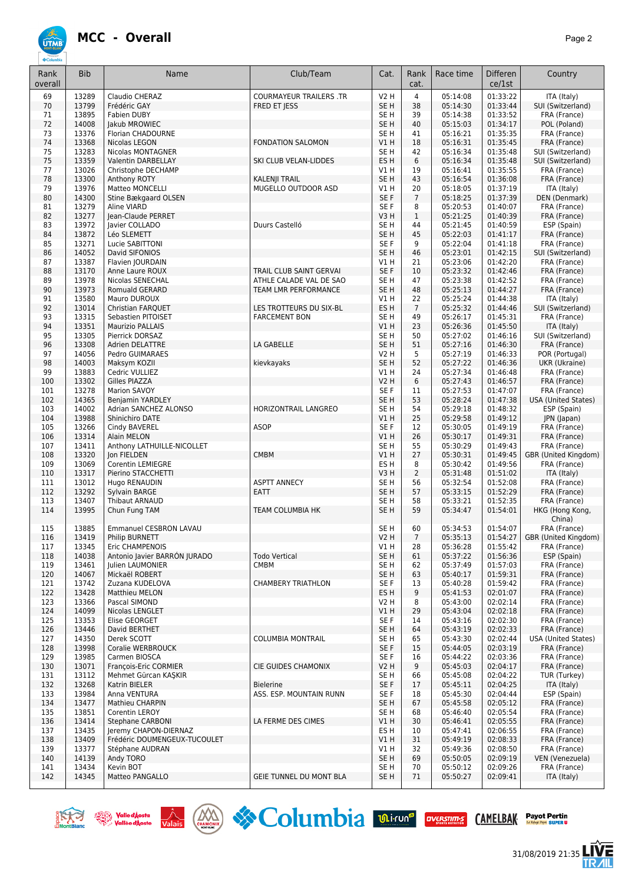# MCC - Overall

| Rank overall | Bib | Name | Club/Team | Cat. | Rank cat. | Race time | Differen ce/1st | Country |
|---|---|---|---|---|---|---|---|---|
| 69 | 13289 | Claudio CHERAZ | COURMAYEUR TRAILERS .TR | V2 H | 4 | 05:14:08 | 01:33:22 | ITA (Italy) |
| 70 | 13799 | Frédéric GAY | FRED ET JESS | SE H | 38 | 05:14:30 | 01:33:44 | SUI (Switzerland) |
| 71 | 13895 | Fabien DUBY | | SE H | 39 | 05:14:38 | 01:33:52 | FRA (France) |
| 72 | 14008 | Jakub MROWIEC | | SE H | 40 | 05:15:03 | 01:34:17 | POL (Poland) |
| 73 | 13376 | Florian CHADOURNE | | SE H | 41 | 05:16:21 | 01:35:35 | FRA (France) |
| 74 | 13368 | Nicolas LEGON | FONDATION SALOMON | V1 H | 18 | 05:16:31 | 01:35:45 | FRA (France) |
| 75 | 13283 | Nicolas MONTAGNER | | SE H | 42 | 05:16:34 | 01:35:48 | SUI (Switzerland) |
| 75 | 13359 | Valentin DARBELLAY | SKI CLUB VELAN-LIDDES | ES H | 6 | 05:16:34 | 01:35:48 | SUI (Switzerland) |
| 77 | 13026 | Christophe DECHAMP | | V1 H | 19 | 05:16:41 | 01:35:55 | FRA (France) |
| 78 | 13300 | Anthony ROTY | KALENJI TRAIL | SE H | 43 | 05:16:54 | 01:36:08 | FRA (France) |
| 79 | 13976 | Matteo MONCELLI | MUGELLO OUTDOOR ASD | V1 H | 20 | 05:18:05 | 01:37:19 | ITA (Italy) |
| 80 | 14300 | Stine Bækgaard OLSEN | | SE F | 7 | 05:18:25 | 01:37:39 | DEN (Denmark) |
| 81 | 13279 | Aline VIARD | | SE F | 8 | 05:20:53 | 01:40:07 | FRA (France) |
| 82 | 13277 | Jean-Claude PERRET | | V3 H | 1 | 05:21:25 | 01:40:39 | FRA (France) |
| 83 | 13972 | Javier COLLADO | Duurs Castelló | SE H | 44 | 05:21:45 | 01:40:59 | ESP (Spain) |
| 84 | 13872 | Léo SLEMETT | | SE H | 45 | 05:22:03 | 01:41:17 | FRA (France) |
| 85 | 13271 | Lucie SABITTONI | | SE F | 9 | 05:22:04 | 01:41:18 | FRA (France) |
| 86 | 14052 | David SIFONIOS | | SE H | 46 | 05:23:01 | 01:42:15 | SUI (Switzerland) |
| 87 | 13387 | Flavien JOURDAIN | | V1 H | 21 | 05:23:06 | 01:42:20 | FRA (France) |
| 88 | 13170 | Anne Laure ROUX | TRAIL CLUB SAINT GERVAI | SE F | 10 | 05:23:32 | 01:42:46 | FRA (France) |
| 89 | 13978 | Nicolas SENECHAL | ATHLE CALADE VAL DE SAO | SE H | 47 | 05:23:38 | 01:42:52 | FRA (France) |
| 90 | 13973 | Romuald GERARD | TEAM LMR PERFORMANCE | SE H | 48 | 05:25:13 | 01:44:27 | FRA (France) |
| 91 | 13580 | Mauro DUROUX | | V1 H | 22 | 05:25:24 | 01:44:38 | ITA (Italy) |
| 92 | 13014 | Christian FARQUET | LES TROTTEURS DU SIX-BL | ES H | 7 | 05:25:32 | 01:44:46 | SUI (Switzerland) |
| 93 | 13315 | Sebastien PITOISET | FARCEMENT BON | SE H | 49 | 05:26:17 | 01:45:31 | FRA (France) |
| 94 | 13351 | Maurizio PALLAIS | | V1 H | 23 | 05:26:36 | 01:45:50 | ITA (Italy) |
| 95 | 13305 | Pierrick DORSAZ | | SE H | 50 | 05:27:02 | 01:46:16 | SUI (Switzerland) |
| 96 | 13308 | Adrien DELATTRE | LA GABELLE | SE H | 51 | 05:27:16 | 01:46:30 | FRA (France) |
| 97 | 14056 | Pedro GUIMARAES | | V2 H | 5 | 05:27:19 | 01:46:33 | POR (Portugal) |
| 98 | 14003 | Maksym KOZII | kievkayaks | SE H | 52 | 05:27:22 | 01:46:36 | UKR (Ukraine) |
| 99 | 13883 | Cedric VULLIEZ | | V1 H | 24 | 05:27:34 | 01:46:48 | FRA (France) |
| 100 | 13302 | Gilles PIAZZA | | V2 H | 6 | 05:27:43 | 01:46:57 | FRA (France) |
| 101 | 13278 | Marion SAVOY | | SE F | 11 | 05:27:53 | 01:47:07 | FRA (France) |
| 102 | 14365 | Benjamin YARDLEY | | SE H | 53 | 05:28:24 | 01:47:38 | USA (United States) |
| 103 | 14002 | Adrian SANCHEZ ALONSO | HORIZONTRAIL LANGREO | SE H | 54 | 05:29:18 | 01:48:32 | ESP (Spain) |
| 104 | 13988 | Shinichiro DATE | | V1 H | 25 | 05:29:58 | 01:49:12 | JPN (Japan) |
| 105 | 13266 | Cindy BAVEREL | ASOP | SE F | 12 | 05:30:05 | 01:49:19 | FRA (France) |
| 106 | 13314 | Alain MELON | | V1 H | 26 | 05:30:17 | 01:49:31 | FRA (France) |
| 107 | 13411 | Anthony LATHUILLE-NICOLLET | | SE H | 55 | 05:30:29 | 01:49:43 | FRA (France) |
| 108 | 13320 | Jon FIELDEN | CMBM | V1 H | 27 | 05:30:31 | 01:49:45 | GBR (United Kingdom) |
| 109 | 13069 | Corentin LEMIEGRE | | ES H | 8 | 05:30:42 | 01:49:56 | FRA (France) |
| 110 | 13317 | Pierino STACCHETTI | | V3 H | 2 | 05:31:48 | 01:51:02 | ITA (Italy) |
| 111 | 13012 | Hugo RENAUDIN | ASPTT ANNECY | SE H | 56 | 05:32:54 | 01:52:08 | FRA (France) |
| 112 | 13292 | Sylvain BARGE | EATT | SE H | 57 | 05:33:15 | 01:52:29 | FRA (France) |
| 113 | 13407 | Thibaut ARNAUD | | SE H | 58 | 05:33:21 | 01:52:35 | FRA (France) |
| 114 | 13995 | Chun Fung TAM | TEAM COLUMBIA HK | SE H | 59 | 05:34:47 | 01:54:01 | HKG (Hong Kong, China) |
| 115 | 13885 | Emmanuel CESBRON LAVAU | | SE H | 60 | 05:34:53 | 01:54:07 | FRA (France) |
| 116 | 13419 | Philip BURNETT | | V2 H | 7 | 05:35:13 | 01:54:27 | GBR (United Kingdom) |
| 117 | 13345 | Eric CHAMPENOIS | | V1 H | 28 | 05:36:28 | 01:55:42 | FRA (France) |
| 118 | 14038 | Antonio Javier BARRÓN JURADO | Todo Vertical | SE H | 61 | 05:37:22 | 01:56:36 | ESP (Spain) |
| 119 | 13461 | Julien LAUMONIER | CMBM | SE H | 62 | 05:37:49 | 01:57:03 | FRA (France) |
| 120 | 14067 | Mickaël ROBERT | | SE H | 63 | 05:40:17 | 01:59:31 | FRA (France) |
| 121 | 13742 | Zuzana KUDELOVA | CHAMBERY TRIATHLON | SE F | 13 | 05:40:28 | 01:59:42 | FRA (France) |
| 122 | 13428 | Matthieu MELON | | ES H | 9 | 05:41:53 | 02:01:07 | FRA (France) |
| 123 | 13366 | Pascal SIMOND | | V2 H | 8 | 05:43:00 | 02:02:14 | FRA (France) |
| 124 | 14099 | Nicolas LENGLET | | V1 H | 29 | 05:43:04 | 02:02:18 | FRA (France) |
| 125 | 13353 | Elise GEORGET | | SE F | 14 | 05:43:16 | 02:02:30 | FRA (France) |
| 126 | 13446 | David BERTHET | | SE H | 64 | 05:43:19 | 02:02:33 | FRA (France) |
| 127 | 14350 | Derek SCOTT | COLUMBIA MONTRAIL | SE H | 65 | 05:43:30 | 02:02:44 | USA (United States) |
| 128 | 13998 | Coralie WERBROUCK | | SE F | 15 | 05:44:05 | 02:03:19 | FRA (France) |
| 129 | 13985 | Carmen BIOSCA | | SE F | 16 | 05:44:22 | 02:03:36 | FRA (France) |
| 130 | 13071 | François-Eric CORMIER | CIE GUIDES CHAMONIX | V2 H | 9 | 05:45:03 | 02:04:17 | FRA (France) |
| 131 | 13112 | Mehmet Gürcan KAŞKIR | | SE H | 66 | 05:45:08 | 02:04:22 | TUR (Turkey) |
| 132 | 13268 | Katrin BIELER | Bielerine | SE F | 17 | 05:45:11 | 02:04:25 | ITA (Italy) |
| 133 | 13984 | Anna VENTURA | ASS. ESP. MOUNTAIN RUNN | SE F | 18 | 05:45:30 | 02:04:44 | ESP (Spain) |
| 134 | 13477 | Mathieu CHARPIN | | SE H | 67 | 05:45:58 | 02:05:12 | FRA (France) |
| 135 | 13851 | Corentin LEROY | | SE H | 68 | 05:46:40 | 02:05:54 | FRA (France) |
| 136 | 13414 | Stephane CARBONI | LA FERME DES CIMES | V1 H | 30 | 05:46:41 | 02:05:55 | FRA (France) |
| 137 | 13435 | Jeremy CHAPON-DIERNAZ | | ES H | 10 | 05:47:41 | 02:06:55 | FRA (France) |
| 138 | 13409 | Frédéric DOUMENGEUX-TUCOULET | | V1 H | 31 | 05:49:19 | 02:08:33 | FRA (France) |
| 139 | 13377 | Stéphane AUDRAN | | V1 H | 32 | 05:49:36 | 02:08:50 | FRA (France) |
| 140 | 14139 | Andy TORO | | SE H | 69 | 05:50:05 | 02:09:19 | VEN (Venezuela) |
| 141 | 13434 | Kevin BOT | | SE H | 70 | 05:50:12 | 02:09:26 | FRA (France) |
| 142 | 14345 | Matteo PANGALLO | GEIE TUNNEL DU MONT BLA | SE H | 71 | 05:50:27 | 02:09:41 | ITA (Italy) |

31/08/2019 21:35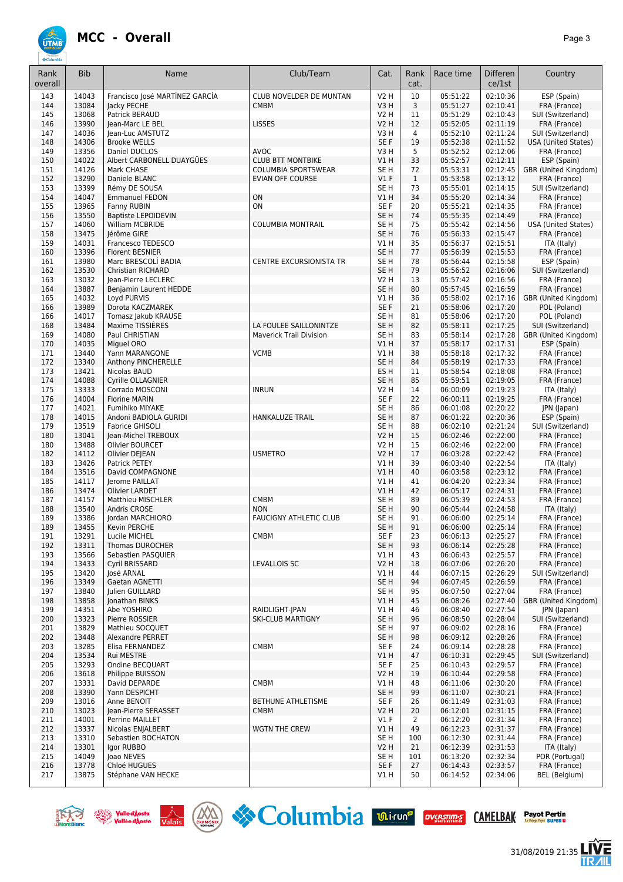# MCC - Overall

| Rank overall | Bib | Name | Club/Team | Cat. | Rank cat. | Race time | Differen ce/1st | Country |
|---|---|---|---|---|---|---|---|---|
| 143 | 14043 | Francisco José MARTÍNEZ GARCÍA | CLUB NOVELDER DE MUNTAN | V2 H | 10 | 05:51:22 | 02:10:36 | ESP (Spain) |
| 144 | 13084 | Jacky PECHE | CMBM | V3 H | 3 | 05:51:27 | 02:10:41 | FRA (France) |
| 145 | 13068 | Patrick BERAUD | | V2 H | 11 | 05:51:29 | 02:10:43 | SUI (Switzerland) |
| 146 | 13990 | Jean-Marc LE BEL | LISSES | V2 H | 12 | 05:52:05 | 02:11:19 | FRA (France) |
| 147 | 14036 | Jean-Luc AMSTUTZ | | V3 H | 4 | 05:52:10 | 02:11:24 | SUI (Switzerland) |
| 148 | 14306 | Brooke WELLS | | SE F | 19 | 05:52:38 | 02:11:52 | USA (United States) |
| 149 | 13356 | Daniel DUCLOS | AVOC | V3 H | 5 | 05:52:52 | 02:12:06 | FRA (France) |
| 150 | 14022 | Albert CARBONELL DUAYGÜES | CLUB BTT MONTBIKE | V1 H | 33 | 05:52:57 | 02:12:11 | ESP (Spain) |
| 151 | 14126 | Mark CHASE | COLUMBIA SPORTSWEAR | SE H | 72 | 05:53:31 | 02:12:45 | GBR (United Kingdom) |
| 152 | 13290 | Daniele BLANC | EVIAN OFF COURSE | V1 F | 1 | 05:53:58 | 02:13:12 | FRA (France) |
| 153 | 13399 | Rémy DE SOUSA | | SE H | 73 | 05:55:01 | 02:14:15 | SUI (Switzerland) |
| 154 | 14047 | Emmanuel FEDON | ON | V1 H | 34 | 05:55:20 | 02:14:34 | FRA (France) |
| 155 | 13965 | Fanny RUBIN | ON | SE F | 20 | 05:55:21 | 02:14:35 | FRA (France) |
| 156 | 13550 | Baptiste LEPOIDEVIN | | SE H | 74 | 05:55:35 | 02:14:49 | FRA (France) |
| 157 | 14060 | William MCBRIDE | COLUMBIA MONTRAIL | SE H | 75 | 05:55:42 | 02:14:56 | USA (United States) |
| 158 | 13475 | Jérôme GIRE | | SE H | 76 | 05:56:33 | 02:15:47 | FRA (France) |
| 159 | 14031 | Francesco TEDESCO | | V1 H | 35 | 05:56:37 | 02:15:51 | ITA (Italy) |
| 160 | 13396 | Florent BESNIER | | SE H | 77 | 05:56:39 | 02:15:53 | FRA (France) |
| 161 | 13980 | Marc BRESCOLÍ BADIA | CENTRE EXCURSIONISTA TR | SE H | 78 | 05:56:44 | 02:15:58 | ESP (Spain) |
| 162 | 13530 | Christian RICHARD | | SE H | 79 | 05:56:52 | 02:16:06 | SUI (Switzerland) |
| 163 | 13032 | Jean-Pierre LECLERC | | V2 H | 13 | 05:57:42 | 02:16:56 | FRA (France) |
| 164 | 13887 | Benjamin Laurent HEDDE | | SE H | 80 | 05:57:45 | 02:16:59 | FRA (France) |
| 165 | 14032 | Loyd PURVIS | | V1 H | 36 | 05:58:02 | 02:17:16 | GBR (United Kingdom) |
| 166 | 13989 | Dorota KACZMAREK | | SE F | 21 | 05:58:06 | 02:17:20 | POL (Poland) |
| 166 | 14017 | Tomasz Jakub KRAUSE | | SE H | 81 | 05:58:06 | 02:17:20 | POL (Poland) |
| 168 | 13484 | Maxime TISSIÈRES | LA FOULEE SAILLONINTZE | SE H | 82 | 05:58:11 | 02:17:25 | SUI (Switzerland) |
| 169 | 14080 | Paul CHRISTIAN | Maverick Trail Division | SE H | 83 | 05:58:14 | 02:17:28 | GBR (United Kingdom) |
| 170 | 14035 | Miguel ORO | | V1 H | 37 | 05:58:17 | 02:17:31 | ESP (Spain) |
| 171 | 13440 | Yann MARANGONE | VCMB | V1 H | 38 | 05:58:18 | 02:17:32 | FRA (France) |
| 172 | 13340 | Anthony PINCHERELLE | | SE H | 84 | 05:58:19 | 02:17:33 | FRA (France) |
| 173 | 13421 | Nicolas BAUD | | ES H | 11 | 05:58:54 | 02:18:08 | FRA (France) |
| 174 | 14088 | Cyrille OLLAGNIER | | SE H | 85 | 05:59:51 | 02:19:05 | FRA (France) |
| 175 | 13333 | Corrado MOSCONI | INRUN | V2 H | 14 | 06:00:09 | 02:19:23 | ITA (Italy) |
| 176 | 14004 | Florine MARIN | | SE F | 22 | 06:00:11 | 02:19:25 | FRA (France) |
| 177 | 14021 | Fumihiko MIYAKE | | SE H | 86 | 06:01:08 | 02:20:22 | JPN (Japan) |
| 178 | 14015 | Andoni BADIOLA GURIDI | HANKALUZE TRAIL | SE H | 87 | 06:01:22 | 02:20:36 | ESP (Spain) |
| 179 | 13519 | Fabrice GHISOLI | | SE H | 88 | 06:02:10 | 02:21:24 | SUI (Switzerland) |
| 180 | 13041 | Jean-Michel TREBOUX | | V2 H | 15 | 06:02:46 | 02:22:00 | FRA (France) |
| 180 | 13488 | Olivier BOURCET | | V2 H | 15 | 06:02:46 | 02:22:00 | FRA (France) |
| 182 | 14112 | Olivier DEJEAN | USMETRO | V2 H | 17 | 06:03:28 | 02:22:42 | FRA (France) |
| 183 | 13426 | Patrick PETEY | | V1 H | 39 | 06:03:40 | 02:22:54 | ITA (Italy) |
| 184 | 13516 | David COMPAGNONE | | V1 H | 40 | 06:03:58 | 02:23:12 | FRA (France) |
| 185 | 14117 | Jerome PAILLAT | | V1 H | 41 | 06:04:20 | 02:23:34 | FRA (France) |
| 186 | 13474 | Olivier LARDET | | V1 H | 42 | 06:05:17 | 02:24:31 | FRA (France) |
| 187 | 14157 | Matthieu MISCHLER | CMBM | SE H | 89 | 06:05:39 | 02:24:53 | FRA (France) |
| 188 | 13540 | Andris CROSE | NON | SE H | 90 | 06:05:44 | 02:24:58 | ITA (Italy) |
| 189 | 13386 | Jordan MARCHIORO | FAUCIGNY ATHLETIC CLUB | SE H | 91 | 06:06:00 | 02:25:14 | FRA (France) |
| 189 | 13455 | Kevin PERCHE | | SE H | 91 | 06:06:00 | 02:25:14 | FRA (France) |
| 191 | 13291 | Lucile MICHEL | CMBM | SE F | 23 | 06:06:13 | 02:25:27 | FRA (France) |
| 192 | 13311 | Thomas DUROCHER | | SE H | 93 | 06:06:14 | 02:25:28 | FRA (France) |
| 193 | 13566 | Sebastien PASQUIER | | V1 H | 43 | 06:06:43 | 02:25:57 | FRA (France) |
| 194 | 13433 | Cyril BRISSARD | LEVALLOIS SC | V2 H | 18 | 06:07:06 | 02:26:20 | FRA (France) |
| 195 | 13420 | José ARNAL | | V1 H | 44 | 06:07:15 | 02:26:29 | SUI (Switzerland) |
| 196 | 13349 | Gaetan AGNETTI | | SE H | 94 | 06:07:45 | 02:26:59 | FRA (France) |
| 197 | 13840 | Julien GUILLARD | | SE H | 95 | 06:07:50 | 02:27:04 | FRA (France) |
| 198 | 13858 | Jonathan BINKS | | V1 H | 45 | 06:08:26 | 02:27:40 | GBR (United Kingdom) |
| 199 | 14351 | Abe YOSHIRO | RAIDLIGHT-JPAN | V1 H | 46 | 06:08:40 | 02:27:54 | JPN (Japan) |
| 200 | 13323 | Pierre ROSSIER | SKI-CLUB MARTIGNY | SE H | 96 | 06:08:50 | 02:28:04 | SUI (Switzerland) |
| 201 | 13829 | Mathieu SOCQUET | | SE H | 97 | 06:09:02 | 02:28:16 | FRA (France) |
| 202 | 13448 | Alexandre PERRET | | SE H | 98 | 06:09:12 | 02:28:26 | FRA (France) |
| 203 | 13285 | Elisa FERNANDEZ | CMBM | SE F | 24 | 06:09:14 | 02:28:28 | FRA (France) |
| 204 | 13534 | Rui MESTRE | | V1 H | 47 | 06:10:31 | 02:29:45 | SUI (Switzerland) |
| 205 | 13293 | Ondine BECQUART | | SE F | 25 | 06:10:43 | 02:29:57 | FRA (France) |
| 206 | 13618 | Philippe BUISSON | | V2 H | 19 | 06:10:44 | 02:29:58 | FRA (France) |
| 207 | 13331 | David DEPARDE | CMBM | V1 H | 48 | 06:11:06 | 02:30:20 | FRA (France) |
| 208 | 13390 | Yann DESPICHT | | SE H | 99 | 06:11:07 | 02:30:21 | FRA (France) |
| 209 | 13016 | Anne BENOIT | BETHUNE ATHLETISME | SE F | 26 | 06:11:49 | 02:31:03 | FRA (France) |
| 210 | 13023 | Jean-Pierre SERASSET | CMBM | V2 H | 20 | 06:12:01 | 02:31:15 | FRA (France) |
| 211 | 14001 | Perrine MAILLET | | V1 F | 2 | 06:12:20 | 02:31:34 | FRA (France) |
| 212 | 13337 | Nicolas ENJALBERT | WGTN THE CREW | V1 H | 49 | 06:12:23 | 02:31:37 | FRA (France) |
| 213 | 13310 | Sebastien BOCHATON | | SE H | 100 | 06:12:30 | 02:31:44 | FRA (France) |
| 214 | 13301 | Igor RUBBO | | V2 H | 21 | 06:12:39 | 02:31:53 | ITA (Italy) |
| 215 | 14049 | Joao NEVES | | SE H | 101 | 06:13:20 | 02:32:34 | POR (Portugal) |
| 216 | 13778 | Chloé HUGUES | | SE F | 27 | 06:14:43 | 02:33:57 | FRA (France) |
| 217 | 13875 | Stéphane VAN HECKE | | V1 H | 50 | 06:14:52 | 02:34:06 | BEL (Belgium) |

31/08/2019 21:35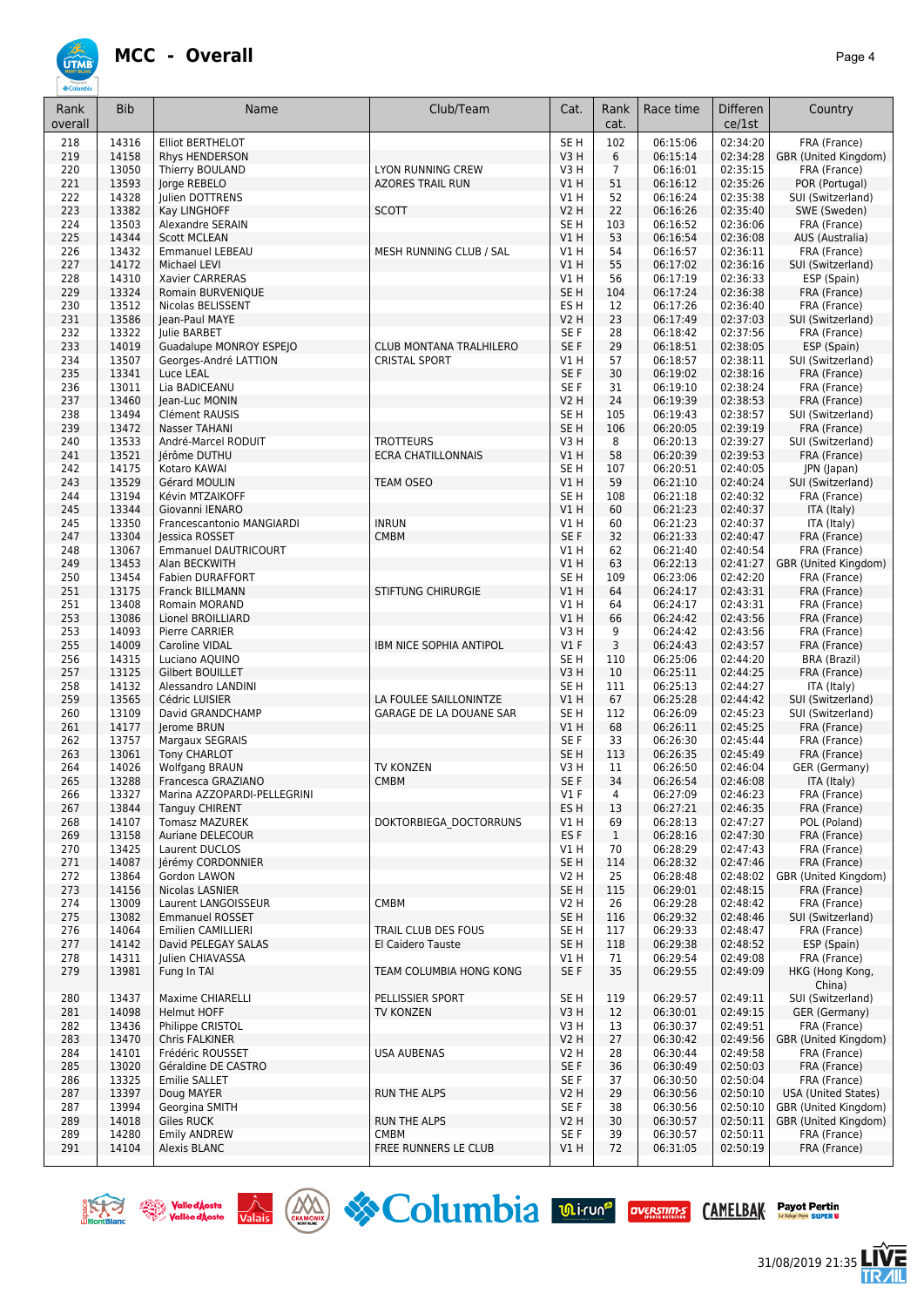# MCC - Overall

| Rank overall | Bib | Name | Club/Team | Cat. | Rank cat. | Race time | Differen ce/1st | Country |
|---|---|---|---|---|---|---|---|---|
| 218 | 14316 | Elliot BERTHELOT | | SE H | 102 | 06:15:06 | 02:34:20 | FRA (France) |
| 219 | 14158 | Rhys HENDERSON | | V3 H | 6 | 06:15:14 | 02:34:28 | GBR (United Kingdom) |
| 220 | 13050 | Thierry BOULAND | LYON RUNNING CREW | V3 H | 7 | 06:16:01 | 02:35:15 | FRA (France) |
| 221 | 13593 | Jorge REBELO | AZORES TRAIL RUN | V1 H | 51 | 06:16:12 | 02:35:26 | POR (Portugal) |
| 222 | 14328 | Julien DOTTRENS | | V1 H | 52 | 06:16:24 | 02:35:38 | SUI (Switzerland) |
| 223 | 13382 | Kay LINGHOFF | SCOTT | V2 H | 22 | 06:16:26 | 02:35:40 | SWE (Sweden) |
| 224 | 13503 | Alexandre SERAIN | | SE H | 103 | 06:16:52 | 02:36:06 | FRA (France) |
| 225 | 14344 | Scott MCLEAN | | V1 H | 53 | 06:16:54 | 02:36:08 | AUS (Australia) |
| 226 | 13432 | Emmanuel LEBEAU | MESH RUNNING CLUB / SAL | V1 H | 54 | 06:16:57 | 02:36:11 | FRA (France) |
| 227 | 14172 | Michael LEVI | | V1 H | 55 | 06:17:02 | 02:36:16 | SUI (Switzerland) |
| 228 | 14310 | Xavier CARRERAS | | V1 H | 56 | 06:17:19 | 02:36:33 | ESP (Spain) |
| 229 | 13324 | Romain BURVENIQUE | | SE H | 104 | 06:17:24 | 02:36:38 | FRA (France) |
| 230 | 13512 | Nicolas BELISSENT | | ES H | 12 | 06:17:26 | 02:36:40 | FRA (France) |
| 231 | 13586 | Jean-Paul MAYE | | V2 H | 23 | 06:17:49 | 02:37:03 | SUI (Switzerland) |
| 232 | 13322 | Julie BARBET | | SE F | 28 | 06:18:42 | 02:37:56 | FRA (France) |
| 233 | 14019 | Guadalupe MONROY ESPEJO | CLUB MONTANA TRALHILERO | SE F | 29 | 06:18:51 | 02:38:05 | ESP (Spain) |
| 234 | 13507 | Georges-André LATTION | CRISTAL SPORT | V1 H | 57 | 06:18:57 | 02:38:11 | SUI (Switzerland) |
| 235 | 13341 | Luce LEAL | | SE F | 30 | 06:19:02 | 02:38:16 | FRA (France) |
| 236 | 13011 | Lia BADICEANU | | SE F | 31 | 06:19:10 | 02:38:24 | FRA (France) |
| 237 | 13460 | Jean-Luc MONIN | | V2 H | 24 | 06:19:39 | 02:38:53 | FRA (France) |
| 238 | 13494 | Clément RAUSIS | | SE H | 105 | 06:19:43 | 02:38:57 | SUI (Switzerland) |
| 239 | 13472 | Nasser TAHANI | | SE H | 106 | 06:20:05 | 02:39:19 | FRA (France) |
| 240 | 13533 | André-Marcel RODUIT | TROTTEURS | V3 H | 8 | 06:20:13 | 02:39:27 | SUI (Switzerland) |
| 241 | 13521 | Jérôme DUTHU | ECRA CHATILLONNAIS | V1 H | 58 | 06:20:39 | 02:39:53 | FRA (France) |
| 242 | 14175 | Kotaro KAWAI | | SE H | 107 | 06:20:51 | 02:40:05 | JPN (Japan) |
| 243 | 13529 | Gérard MOULIN | TEAM OSEO | V1 H | 59 | 06:21:10 | 02:40:24 | SUI (Switzerland) |
| 244 | 13194 | Kévin MTZAIKOFF | | SE H | 108 | 06:21:18 | 02:40:32 | FRA (France) |
| 245 | 13344 | Giovanni IENARO | | V1 H | 60 | 06:21:23 | 02:40:37 | ITA (Italy) |
| 245 | 13350 | Francescantonio MANGIARDI | INRUN | V1 H | 60 | 06:21:23 | 02:40:37 | ITA (Italy) |
| 247 | 13304 | Jessica ROSSET | CMBM | SE F | 32 | 06:21:33 | 02:40:47 | FRA (France) |
| 248 | 13067 | Emmanuel DAUTRICOURT | | V1 H | 62 | 06:21:40 | 02:40:54 | FRA (France) |
| 249 | 13453 | Alan BECKWITH | | V1 H | 63 | 06:22:13 | 02:41:27 | GBR (United Kingdom) |
| 250 | 13454 | Fabien DURAFFORT | | SE H | 109 | 06:23:06 | 02:42:20 | FRA (France) |
| 251 | 13175 | Franck BILLMANN | STIFTUNG CHIRURGIE | V1 H | 64 | 06:24:17 | 02:43:31 | FRA (France) |
| 251 | 13408 | Romain MORAND | | V1 H | 64 | 06:24:17 | 02:43:31 | FRA (France) |
| 253 | 13086 | Lionel BROILLIARD | | V1 H | 66 | 06:24:42 | 02:43:56 | FRA (France) |
| 253 | 14093 | Pierre CARRIER | | V3 H | 9 | 06:24:42 | 02:43:56 | FRA (France) |
| 255 | 14009 | Caroline VIDAL | IBM NICE SOPHIA ANTIPOL | V1 F | 3 | 06:24:43 | 02:43:57 | FRA (France) |
| 256 | 14315 | Luciano AQUINO | | SE H | 110 | 06:25:06 | 02:44:20 | BRA (Brazil) |
| 257 | 13125 | Gilbert BOUILLET | | V3 H | 10 | 06:25:11 | 02:44:25 | FRA (France) |
| 258 | 14132 | Alessandro LANDINI | | SE H | 111 | 06:25:13 | 02:44:27 | ITA (Italy) |
| 259 | 13565 | Cédric LUISIER | LA FOULEE SAILLONINTZE | V1 H | 67 | 06:25:28 | 02:44:42 | SUI (Switzerland) |
| 260 | 13109 | David GRANDCHAMP | GARAGE DE LA DOUANE SAR | SE H | 112 | 06:26:09 | 02:45:23 | SUI (Switzerland) |
| 261 | 14177 | Jerome BRUN | | V1 H | 68 | 06:26:11 | 02:45:25 | FRA (France) |
| 262 | 13757 | Margaux SEGRAIS | | SE F | 33 | 06:26:30 | 02:45:44 | FRA (France) |
| 263 | 13061 | Tony CHARLOT | | SE H | 113 | 06:26:35 | 02:45:49 | FRA (France) |
| 264 | 14026 | Wolfgang BRAUN | TV KONZEN | V3 H | 11 | 06:26:50 | 02:46:04 | GER (Germany) |
| 265 | 13288 | Francesca GRAZIANO | CMBM | SE F | 34 | 06:26:54 | 02:46:08 | ITA (Italy) |
| 266 | 13327 | Marina AZZOPARDI-PELLEGRINI | | V1 F | 4 | 06:27:09 | 02:46:23 | FRA (France) |
| 267 | 13844 | Tanguy CHIRENT | | ES H | 13 | 06:27:21 | 02:46:35 | FRA (France) |
| 268 | 14107 | Tomasz MAZUREK | DOKTORBIEGA_DOCTORRUNS | V1 H | 69 | 06:28:13 | 02:47:27 | POL (Poland) |
| 269 | 13158 | Auriane DELECOUR | | ES F | 1 | 06:28:16 | 02:47:30 | FRA (France) |
| 270 | 13425 | Laurent DUCLOS | | V1 H | 70 | 06:28:29 | 02:47:43 | FRA (France) |
| 271 | 14087 | Jérémy CORDONNIER | | SE H | 114 | 06:28:32 | 02:47:46 | FRA (France) |
| 272 | 13864 | Gordon LAWON | | V2 H | 25 | 06:28:48 | 02:48:02 | GBR (United Kingdom) |
| 273 | 14156 | Nicolas LASNIER | | SE H | 115 | 06:29:01 | 02:48:15 | FRA (France) |
| 274 | 13009 | Laurent LANGOISSEUR | CMBM | V2 H | 26 | 06:29:28 | 02:48:42 | FRA (France) |
| 275 | 13082 | Emmanuel ROSSET | | SE H | 116 | 06:29:32 | 02:48:46 | SUI (Switzerland) |
| 276 | 14064 | Emilien CAMILLIERI | TRAIL CLUB DES FOUS | SE H | 117 | 06:29:33 | 02:48:47 | FRA (France) |
| 277 | 14142 | David PELEGAY SALAS | El Caidero Tauste | SE H | 118 | 06:29:38 | 02:48:52 | ESP (Spain) |
| 278 | 14311 | Julien CHIAVASSA | | V1 H | 71 | 06:29:54 | 02:49:08 | FRA (France) |
| 279 | 13981 | Fung In TAI | TEAM COLUMBIA HONG KONG | SE F | 35 | 06:29:55 | 02:49:09 | HKG (Hong Kong, China) |
| 280 | 13437 | Maxime CHIARELLI | PELLISSIER SPORT | SE H | 119 | 06:29:57 | 02:49:11 | SUI (Switzerland) |
| 281 | 14098 | Helmut HOFF | TV KONZEN | V3 H | 12 | 06:30:01 | 02:49:15 | GER (Germany) |
| 282 | 13436 | Philippe CRISTOL | | V3 H | 13 | 06:30:37 | 02:49:51 | FRA (France) |
| 283 | 13470 | Chris FALKINER | | V2 H | 27 | 06:30:42 | 02:49:56 | GBR (United Kingdom) |
| 284 | 14101 | Frédéric ROUSSET | USA AUBENAS | V2 H | 28 | 06:30:44 | 02:49:58 | FRA (France) |
| 285 | 13020 | Géraldine DE CASTRO | | SE F | 36 | 06:30:49 | 02:50:03 | FRA (France) |
| 286 | 13325 | Emilie SALLET | | SE F | 37 | 06:30:50 | 02:50:04 | FRA (France) |
| 287 | 13397 | Doug MAYER | RUN THE ALPS | V2 H | 29 | 06:30:56 | 02:50:10 | USA (United States) |
| 287 | 13994 | Georgina SMITH | | SE F | 38 | 06:30:56 | 02:50:10 | GBR (United Kingdom) |
| 289 | 14018 | Giles RUCK | RUN THE ALPS | V2 H | 30 | 06:30:57 | 02:50:11 | GBR (United Kingdom) |
| 289 | 14280 | Emily ANDREW | CMBM | SE F | 39 | 06:30:57 | 02:50:11 | FRA (France) |
| 291 | 14104 | Alexis BLANC | FREE RUNNERS LE CLUB | V1 H | 72 | 06:31:05 | 02:50:19 | FRA (France) |

31/08/2019 21:35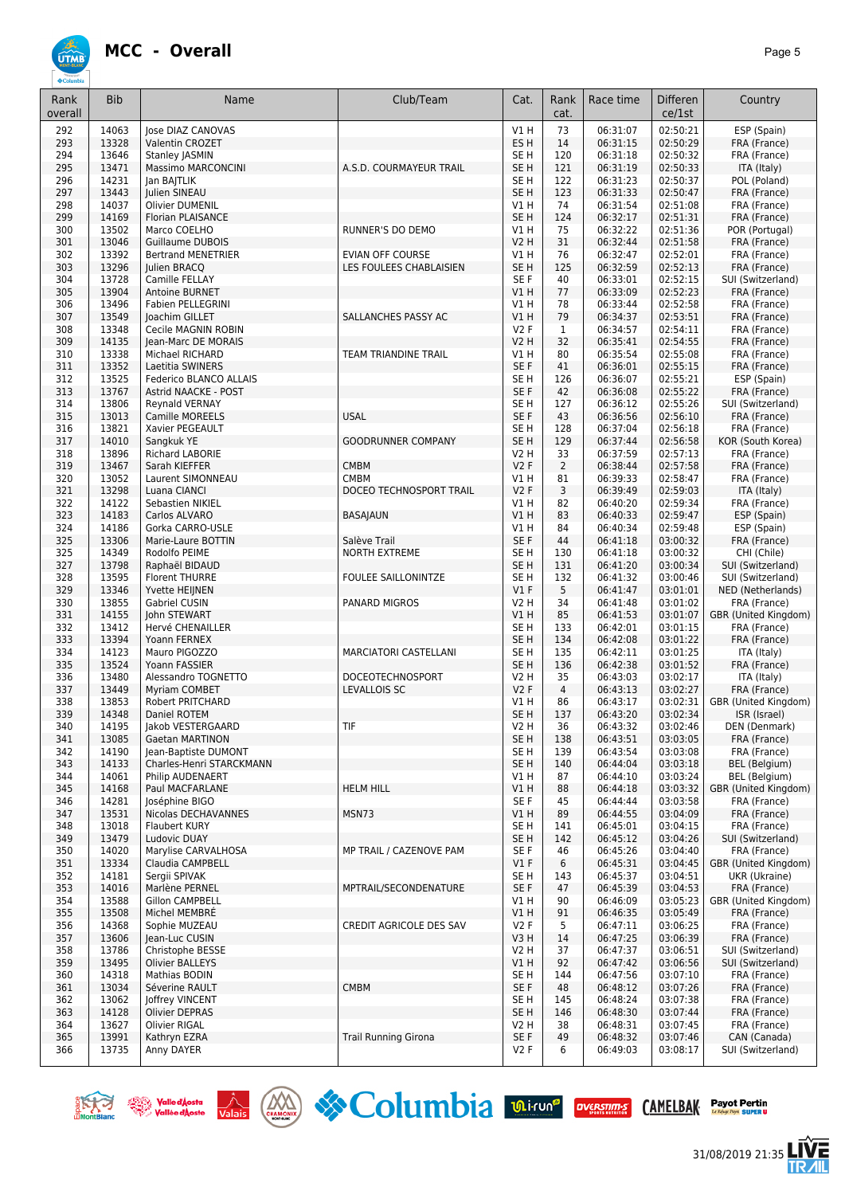# MCC - Overall

| Rank overall | Bib | Name | Club/Team | Cat. | Rank cat. | Race time | Differen ce/1st | Country |
|---|---|---|---|---|---|---|---|---|
| 292 | 14063 | Jose DIAZ CANOVAS | | V1 H | 73 | 06:31:07 | 02:50:21 | ESP (Spain) |
| 293 | 13328 | Valentin CROZET | | ES H | 14 | 06:31:15 | 02:50:29 | FRA (France) |
| 294 | 13646 | Stanley JASMIN | | SE H | 120 | 06:31:18 | 02:50:32 | FRA (France) |
| 295 | 13471 | Massimo MARCONCINI | A.S.D. COURMAYEUR TRAIL | SE H | 121 | 06:31:19 | 02:50:33 | ITA (Italy) |
| 296 | 14231 | Jan BAJTLIK | | SE H | 122 | 06:31:23 | 02:50:37 | POL (Poland) |
| 297 | 13443 | Julien SINEAU | | SE H | 123 | 06:31:33 | 02:50:47 | FRA (France) |
| 298 | 14037 | Olivier DUMENIL | | V1 H | 74 | 06:31:54 | 02:51:08 | FRA (France) |
| 299 | 14169 | Florian PLAISANCE | | SE H | 124 | 06:32:17 | 02:51:31 | FRA (France) |
| 300 | 13502 | Marco COELHO | RUNNER'S DO DEMO | V1 H | 75 | 06:32:22 | 02:51:36 | POR (Portugal) |
| 301 | 13046 | Guillaume DUBOIS | | V2 H | 31 | 06:32:44 | 02:51:58 | FRA (France) |
| 302 | 13392 | Bertrand MENETRIER | EVIAN OFF COURSE | V1 H | 76 | 06:32:47 | 02:52:01 | FRA (France) |
| 303 | 13296 | Julien BRACQ | LES FOULEES CHABLAISIEN | SE H | 125 | 06:32:59 | 02:52:13 | FRA (France) |
| 304 | 13728 | Camille FELLAY | | SE F | 40 | 06:33:01 | 02:52:15 | SUI (Switzerland) |
| 305 | 13904 | Antoine BURNET | | V1 H | 77 | 06:33:09 | 02:52:23 | FRA (France) |
| 306 | 13496 | Fabien PELLEGRINI | | V1 H | 78 | 06:33:44 | 02:52:58 | FRA (France) |
| 307 | 13549 | Joachim GILLET | SALLANCHES PASSY AC | V1 H | 79 | 06:34:37 | 02:53:51 | FRA (France) |
| 308 | 13348 | Cecile MAGNIN ROBIN | | V2 F | 1 | 06:34:57 | 02:54:11 | FRA (France) |
| 309 | 14135 | Jean-Marc DE MORAIS | | V2 H | 32 | 06:35:41 | 02:54:55 | FRA (France) |
| 310 | 13338 | Michael RICHARD | TEAM TRIANDINE TRAIL | V1 H | 80 | 06:35:54 | 02:55:08 | FRA (France) |
| 311 | 13352 | Laetitia SWINERS | | SE F | 41 | 06:36:01 | 02:55:15 | FRA (France) |
| 312 | 13525 | Federico BLANCO ALLAIS | | SE H | 126 | 06:36:07 | 02:55:21 | ESP (Spain) |
| 313 | 13767 | Astrid NAACKE - POST | | SE F | 42 | 06:36:08 | 02:55:22 | FRA (France) |
| 314 | 13806 | Reynald VERNAY | | SE H | 127 | 06:36:12 | 02:55:26 | SUI (Switzerland) |
| 315 | 13013 | Camille MOREELS | USAL | SE F | 43 | 06:36:56 | 02:56:10 | FRA (France) |
| 316 | 13821 | Xavier PEGEAULT | | SE H | 128 | 06:37:04 | 02:56:18 | FRA (France) |
| 317 | 14010 | Sangkuk YE | GOODRUNNER COMPANY | SE H | 129 | 06:37:44 | 02:56:58 | KOR (South Korea) |
| 318 | 13896 | Richard LABORIE | | V2 H | 33 | 06:37:59 | 02:57:13 | FRA (France) |
| 319 | 13467 | Sarah KIEFFER | CMBM | V2 F | 2 | 06:38:44 | 02:57:58 | FRA (France) |
| 320 | 13052 | Laurent SIMONNEAU | CMBM | V1 H | 81 | 06:39:33 | 02:58:47 | FRA (France) |
| 321 | 13298 | Luana CIANCI | DOCEO TECHNOSPORT TRAIL | V2 F | 3 | 06:39:49 | 02:59:03 | ITA (Italy) |
| 322 | 14122 | Sebastien NIKIEL | | V1 H | 82 | 06:40:20 | 02:59:34 | FRA (France) |
| 323 | 14183 | Carlos ALVARO | BASAJAUN | V1 H | 83 | 06:40:33 | 02:59:47 | ESP (Spain) |
| 324 | 14186 | Gorka CARRO-USLE | | V1 H | 84 | 06:40:34 | 02:59:48 | ESP (Spain) |
| 325 | 13306 | Marie-Laure BOTTIN | Salève Trail | SE F | 44 | 06:41:18 | 03:00:32 | FRA (France) |
| 325 | 14349 | Rodolfo PEIME | NORTH EXTREME | SE H | 130 | 06:41:18 | 03:00:32 | CHI (Chile) |
| 327 | 13798 | Raphaël BIDAUD | | SE H | 131 | 06:41:20 | 03:00:34 | SUI (Switzerland) |
| 328 | 13595 | Florent THURRE | FOULEE SAILLONINTZE | SE H | 132 | 06:41:32 | 03:00:46 | SUI (Switzerland) |
| 329 | 13346 | Yvette HEIJNEN | | V1 F | 5 | 06:41:47 | 03:01:01 | NED (Netherlands) |
| 330 | 13855 | Gabriel CUSIN | PANARD MIGROS | V2 H | 34 | 06:41:48 | 03:01:02 | FRA (France) |
| 331 | 14155 | John STEWART | | V1 H | 85 | 06:41:53 | 03:01:07 | GBR (United Kingdom) |
| 332 | 13412 | Hervé CHENAILLER | | SE H | 133 | 06:42:01 | 03:01:15 | FRA (France) |
| 333 | 13394 | Yoann FERNEX | | SE H | 134 | 06:42:08 | 03:01:22 | FRA (France) |
| 334 | 14123 | Mauro PIGOZZO | MARCIATORI CASTELLANI | SE H | 135 | 06:42:11 | 03:01:25 | ITA (Italy) |
| 335 | 13524 | Yoann FASSIER | | SE H | 136 | 06:42:38 | 03:01:52 | FRA (France) |
| 336 | 13480 | Alessandro TOGNETTO | DOCEOTECHNOSPORT | V2 H | 35 | 06:43:03 | 03:02:17 | ITA (Italy) |
| 337 | 13449 | Myriam COMBET | LEVALLOIS SC | V2 F | 4 | 06:43:13 | 03:02:27 | FRA (France) |
| 338 | 13853 | Robert PRITCHARD | | V1 H | 86 | 06:43:17 | 03:02:31 | GBR (United Kingdom) |
| 339 | 14348 | Daniel ROTEM | | SE H | 137 | 06:43:20 | 03:02:34 | ISR (Israel) |
| 340 | 14195 | Jakob VESTERGAARD | TIF | V2 H | 36 | 06:43:32 | 03:02:46 | DEN (Denmark) |
| 341 | 13085 | Gaetan MARTINON | | SE H | 138 | 06:43:51 | 03:03:05 | FRA (France) |
| 342 | 14190 | Jean-Baptiste DUMONT | | SE H | 139 | 06:43:54 | 03:03:08 | FRA (France) |
| 343 | 14133 | Charles-Henri STARCKMANN | | SE H | 140 | 06:44:04 | 03:03:18 | BEL (Belgium) |
| 344 | 14061 | Philip AUDENAERT | | V1 H | 87 | 06:44:10 | 03:03:24 | BEL (Belgium) |
| 345 | 14168 | Paul MACFARLANE | HELM HILL | V1 H | 88 | 06:44:18 | 03:03:32 | GBR (United Kingdom) |
| 346 | 14281 | Joséphine BIGO | | SE F | 45 | 06:44:44 | 03:03:58 | FRA (France) |
| 347 | 13531 | Nicolas DECHAVANNES | MSN73 | V1 H | 89 | 06:44:55 | 03:04:09 | FRA (France) |
| 348 | 13018 | Flaubert KURY | | SE H | 141 | 06:45:01 | 03:04:15 | FRA (France) |
| 349 | 13479 | Ludovic DUAY | | SE H | 142 | 06:45:12 | 03:04:26 | SUI (Switzerland) |
| 350 | 14020 | Marylise CARVALHOSA | MP TRAIL / CAZENOVE PAM | SE F | 46 | 06:45:26 | 03:04:40 | FRA (France) |
| 351 | 13334 | Claudia CAMPBELL | | V1 F | 6 | 06:45:31 | 03:04:45 | GBR (United Kingdom) |
| 352 | 14181 | Sergii SPIVAK | | SE H | 143 | 06:45:37 | 03:04:51 | UKR (Ukraine) |
| 353 | 14016 | Marlène PERNEL | MPTRAIL/SECONDENATURE | SE F | 47 | 06:45:39 | 03:04:53 | FRA (France) |
| 354 | 13588 | Gillon CAMPBELL | | V1 H | 90 | 06:46:09 | 03:05:23 | GBR (United Kingdom) |
| 355 | 13508 | Michel MEMBRÉ | | V1 H | 91 | 06:46:35 | 03:05:49 | FRA (France) |
| 356 | 14368 | Sophie MUZEAU | CREDIT AGRICOLE DES SAV | V2 F | 5 | 06:47:11 | 03:06:25 | FRA (France) |
| 357 | 13606 | Jean-Luc CUSIN | | V3 H | 14 | 06:47:25 | 03:06:39 | FRA (France) |
| 358 | 13786 | Christophe BESSE | | V2 H | 37 | 06:47:37 | 03:06:51 | SUI (Switzerland) |
| 359 | 13495 | Olivier BALLEYS | | V1 H | 92 | 06:47:42 | 03:06:56 | SUI (Switzerland) |
| 360 | 14318 | Mathias BODIN | | SE H | 144 | 06:47:56 | 03:07:10 | FRA (France) |
| 361 | 13034 | Séverine RAULT | CMBM | SE F | 48 | 06:48:12 | 03:07:26 | FRA (France) |
| 362 | 13062 | Joffrey VINCENT | | SE H | 145 | 06:48:24 | 03:07:38 | FRA (France) |
| 363 | 14128 | Olivier DEPRAS | | SE H | 146 | 06:48:30 | 03:07:44 | FRA (France) |
| 364 | 13627 | Olivier RIGAL | | V2 H | 38 | 06:48:31 | 03:07:45 | FRA (France) |
| 365 | 13991 | Kathryn EZRA | Trail Running Girona | SE F | 49 | 06:48:32 | 03:07:46 | CAN (Canada) |
| 366 | 13735 | Anny DAYER | | V2 F | 6 | 06:49:03 | 03:08:17 | SUI (Switzerland) |

31/08/2019 21:35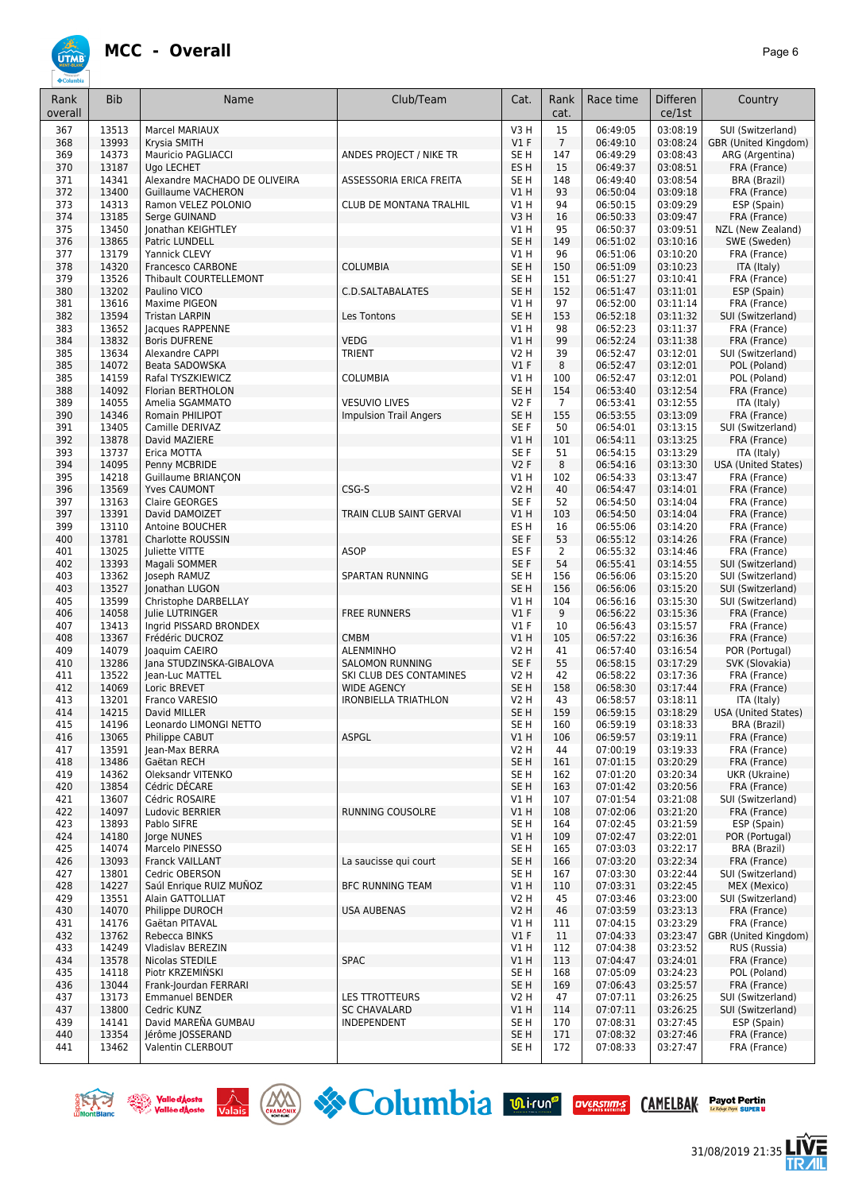# MCC - Overall

| Rank overall | Bib | Name | Club/Team | Cat. | Rank cat. | Race time | Difference/1st | Country |
|---|---|---|---|---|---|---|---|---|
| 367 | 13513 | Marcel MARIAUX | | V3 H | 15 | 06:49:05 | 03:08:19 | SUI (Switzerland) |
| 368 | 13993 | Krysia SMITH | | V1 F | 7 | 06:49:10 | 03:08:24 | GBR (United Kingdom) |
| 369 | 14373 | Mauricio PAGLIACCI | ANDES PROJECT / NIKE TR | SE H | 147 | 06:49:29 | 03:08:43 | ARG (Argentina) |
| 370 | 13187 | Ugo LECHET | | ES H | 15 | 06:49:37 | 03:08:51 | FRA (France) |
| 371 | 14341 | Alexandre MACHADO DE OLIVEIRA | ASSESSORIA ERICA FREITA | SE H | 148 | 06:49:40 | 03:08:54 | BRA (Brazil) |
| 372 | 13400 | Guillaume VACHERON | | V1 H | 93 | 06:50:04 | 03:09:18 | FRA (France) |
| 373 | 14313 | Ramon VELEZ POLONIO | CLUB DE MONTANA TRALHIL | V1 H | 94 | 06:50:15 | 03:09:29 | ESP (Spain) |
| 374 | 13185 | Serge GUINAND | | V3 H | 16 | 06:50:33 | 03:09:47 | FRA (France) |
| 375 | 13450 | Jonathan KEIGHTLEY | | V1 H | 95 | 06:50:37 | 03:09:51 | NZL (New Zealand) |
| 376 | 13865 | Patric LUNDELL | | SE H | 149 | 06:51:02 | 03:10:16 | SWE (Sweden) |
| 377 | 13179 | Yannick CLEVY | | V1 H | 96 | 06:51:06 | 03:10:20 | FRA (France) |
| 378 | 14320 | Francesco CARBONE | COLUMBIA | SE H | 150 | 06:51:09 | 03:10:23 | ITA (Italy) |
| 379 | 13526 | Thibault COURTELLEMONT | | SE H | 151 | 06:51:27 | 03:10:41 | FRA (France) |
| 380 | 13202 | Paulino VICO | C.D.SALTABALATES | SE H | 152 | 06:51:47 | 03:11:01 | ESP (Spain) |
| 381 | 13616 | Maxime PIGEON | | V1 H | 97 | 06:52:00 | 03:11:14 | FRA (France) |
| 382 | 13594 | Tristan LARPIN | Les Tontons | SE H | 153 | 06:52:18 | 03:11:32 | SUI (Switzerland) |
| 383 | 13652 | Jacques RAPPENNE | | V1 H | 98 | 06:52:23 | 03:11:37 | FRA (France) |
| 384 | 13832 | Boris DUFRENE | VEDG | V1 H | 99 | 06:52:24 | 03:11:38 | FRA (France) |
| 385 | 13634 | Alexandre CAPPI | TRIENT | V2 H | 39 | 06:52:47 | 03:12:01 | SUI (Switzerland) |
| 385 | 14072 | Beata SADOWSKA | | V1 F | 8 | 06:52:47 | 03:12:01 | POL (Poland) |
| 385 | 14159 | Rafal TYSZKIEWICZ | COLUMBIA | V1 H | 100 | 06:52:47 | 03:12:01 | POL (Poland) |
| 388 | 14092 | Florian BERTHOLON | | SE H | 154 | 06:53:40 | 03:12:54 | FRA (France) |
| 389 | 14055 | Amelia SGAMMATO | VESUVIO LIVES | V2 F | 7 | 06:53:41 | 03:12:55 | ITA (Italy) |
| 390 | 14346 | Romain PHILIPOT | Impulsion Trail Angers | SE H | 155 | 06:53:55 | 03:13:09 | FRA (France) |
| 391 | 13405 | Camille DERIVAZ | | SE F | 50 | 06:54:01 | 03:13:15 | SUI (Switzerland) |
| 392 | 13878 | David MAZIERE | | V1 H | 101 | 06:54:11 | 03:13:25 | FRA (France) |
| 393 | 13737 | Erica MOTTA | | SE F | 51 | 06:54:15 | 03:13:29 | ITA (Italy) |
| 394 | 14095 | Penny MCBRIDE | | V2 F | 8 | 06:54:16 | 03:13:30 | USA (United States) |
| 395 | 14218 | Guillaume BRIANÇON | | V1 H | 102 | 06:54:33 | 03:13:47 | FRA (France) |
| 396 | 13569 | Yves CAUMONT | CSG-S | V2 H | 40 | 06:54:47 | 03:14:01 | FRA (France) |
| 397 | 13163 | Claire GEORGES | | SE F | 52 | 06:54:50 | 03:14:04 | FRA (France) |
| 397 | 13391 | David DAMOIZET | TRAIN CLUB SAINT GERVAI | V1 H | 103 | 06:54:50 | 03:14:04 | FRA (France) |
| 399 | 13110 | Antoine BOUCHER | | ES H | 16 | 06:55:06 | 03:14:20 | FRA (France) |
| 400 | 13781 | Charlotte ROUSSIN | | SE F | 53 | 06:55:12 | 03:14:26 | FRA (France) |
| 401 | 13025 | Juliette VITTE | ASOP | ES F | 2 | 06:55:32 | 03:14:46 | FRA (France) |
| 402 | 13393 | Magali SOMMER | | SE F | 54 | 06:55:41 | 03:14:55 | SUI (Switzerland) |
| 403 | 13362 | Joseph RAMUZ | SPARTAN RUNNING | SE H | 156 | 06:56:06 | 03:15:20 | SUI (Switzerland) |
| 403 | 13527 | Jonathan LUGON | | SE H | 156 | 06:56:06 | 03:15:20 | SUI (Switzerland) |
| 405 | 13599 | Christophe DARBELLAY | | V1 H | 104 | 06:56:16 | 03:15:30 | SUI (Switzerland) |
| 406 | 14058 | Julie LUTRINGER | FREE RUNNERS | V1 F | 9 | 06:56:22 | 03:15:36 | FRA (France) |
| 407 | 13413 | Ingrid PISSARD BRONDEX | | V1 F | 10 | 06:56:43 | 03:15:57 | FRA (France) |
| 408 | 13367 | Frédéric DUCROZ | CMBM | V1 H | 105 | 06:57:22 | 03:16:36 | FRA (France) |
| 409 | 14079 | Joaquim CAEIRO | ALENMINHO | V2 H | 41 | 06:57:40 | 03:16:54 | POR (Portugal) |
| 410 | 13286 | Jana STUDZINSKA-GIBALOVA | SALOMON RUNNING | SE F | 55 | 06:58:15 | 03:17:29 | SVK (Slovakia) |
| 411 | 13522 | Jean-Luc MATTEL | SKI CLUB DES CONTAMINES | V2 H | 42 | 06:58:22 | 03:17:36 | FRA (France) |
| 412 | 14069 | Loric BREVET | WIDE AGENCY | SE H | 158 | 06:58:30 | 03:17:44 | FRA (France) |
| 413 | 13201 | Franco VARESIO | IRONBIELLA TRIATHLON | V2 H | 43 | 06:58:57 | 03:18:11 | ITA (Italy) |
| 414 | 14215 | David MILLER | | SE H | 159 | 06:59:15 | 03:18:29 | USA (United States) |
| 415 | 14196 | Leonardo LIMONGI NETTO | | SE H | 160 | 06:59:19 | 03:18:33 | BRA (Brazil) |
| 416 | 13065 | Philippe CABUT | ASPGL | V1 H | 106 | 06:59:57 | 03:19:11 | FRA (France) |
| 417 | 13591 | Jean-Max BERRA | | V2 H | 44 | 07:00:19 | 03:19:33 | FRA (France) |
| 418 | 13486 | Gaëtan RECH | | SE H | 161 | 07:01:15 | 03:20:29 | FRA (France) |
| 419 | 14362 | Oleksandr VITENKO | | SE H | 162 | 07:01:20 | 03:20:34 | UKR (Ukraine) |
| 420 | 13854 | Cédric DÉCARE | | SE H | 163 | 07:01:42 | 03:20:56 | FRA (France) |
| 421 | 13607 | Cédric ROSAIRE | | V1 H | 107 | 07:01:54 | 03:21:08 | SUI (Switzerland) |
| 422 | 14097 | Ludovic BERRIER | RUNNING COUSOLRE | V1 H | 108 | 07:02:06 | 03:21:20 | FRA (France) |
| 423 | 13893 | Pablo SIFRE | | SE H | 164 | 07:02:45 | 03:21:59 | ESP (Spain) |
| 424 | 14180 | Jorge NUNES | | V1 H | 109 | 07:02:47 | 03:22:01 | POR (Portugal) |
| 425 | 14074 | Marcelo PINESSO | | SE H | 165 | 07:03:03 | 03:22:17 | BRA (Brazil) |
| 426 | 13093 | Franck VAILLANT | La saucisse qui court | SE H | 166 | 07:03:20 | 03:22:34 | FRA (France) |
| 427 | 13801 | Cedric OBERSON | | SE H | 167 | 07:03:30 | 03:22:44 | SUI (Switzerland) |
| 428 | 14227 | Saúl Enrique RUIZ MUÑOZ | BFC RUNNING TEAM | V1 H | 110 | 07:03:31 | 03:22:45 | MEX (Mexico) |
| 429 | 13551 | Alain GATTOLLIAT | | V2 H | 45 | 07:03:46 | 03:23:00 | SUI (Switzerland) |
| 430 | 14070 | Philippe DUROCH | USA AUBENAS | V2 H | 46 | 07:03:59 | 03:23:13 | FRA (France) |
| 431 | 14176 | Gaëtan PITAVAL | | V1 H | 111 | 07:04:15 | 03:23:29 | FRA (France) |
| 432 | 13762 | Rebecca BINKS | | V1 F | 11 | 07:04:33 | 03:23:47 | GBR (United Kingdom) |
| 433 | 14249 | Vladislav BEREZIN | | V1 H | 112 | 07:04:38 | 03:23:52 | RUS (Russia) |
| 434 | 13578 | Nicolas STEDILE | SPAC | V1 H | 113 | 07:04:47 | 03:24:01 | FRA (France) |
| 435 | 14118 | Piotr KRZEMIŃSKI | | SE H | 168 | 07:05:09 | 03:24:23 | POL (Poland) |
| 436 | 13044 | Frank-Jourdan FERRARI | | SE H | 169 | 07:06:43 | 03:25:57 | FRA (France) |
| 437 | 13173 | Emmanuel BENDER | LES TTROTTEURS | V2 H | 47 | 07:07:11 | 03:26:25 | SUI (Switzerland) |
| 437 | 13800 | Cedric KUNZ | SC CHAVALARD | V1 H | 114 | 07:07:11 | 03:26:25 | SUI (Switzerland) |
| 439 | 14141 | David MAREÑA GUMBAU | INDEPENDENT | SE H | 170 | 07:08:31 | 03:27:45 | ESP (Spain) |
| 440 | 13354 | Jérôme JOSSERAND | | SE H | 171 | 07:08:32 | 03:27:46 | FRA (France) |
| 441 | 13462 | Valentin CLERBOUT | | SE H | 172 | 07:08:33 | 03:27:47 | FRA (France) |

31/08/2019 21:35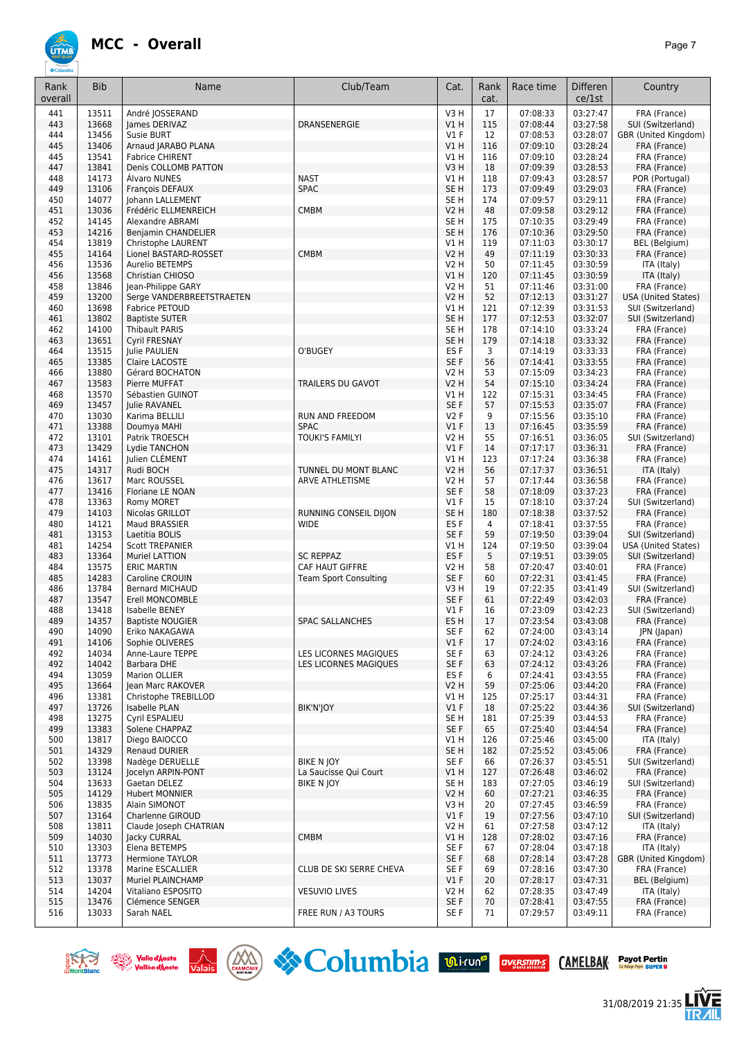# MCC - Overall

| Rank overall | Bib | Name | Club/Team | Cat. | Rank cat. | Race time | Difference/1st | Country |
|---|---|---|---|---|---|---|---|---|
| 441 | 13511 | André JOSSERAND | | V3 H | 17 | 07:08:33 | 03:27:47 | FRA (France) |
| 443 | 13668 | James DERIVAZ | DRANSENERGIE | V1 H | 115 | 07:08:44 | 03:27:58 | SUI (Switzerland) |
| 444 | 13456 | Susie BURT | | V1 F | 12 | 07:08:53 | 03:28:07 | GBR (United Kingdom) |
| 445 | 13406 | Arnaud JARABO PLANA | | V1 H | 116 | 07:09:10 | 03:28:24 | FRA (France) |
| 445 | 13541 | Fabrice CHIRENT | | V1 H | 116 | 07:09:10 | 03:28:24 | FRA (France) |
| 447 | 13841 | Denis COLLOMB PATTON | | V3 H | 18 | 07:09:39 | 03:28:53 | FRA (France) |
| 448 | 14173 | Álvaro NUNES | NAST | V1 H | 118 | 07:09:43 | 03:28:57 | POR (Portugal) |
| 449 | 13106 | François DEFAUX | SPAC | SE H | 173 | 07:09:49 | 03:29:03 | FRA (France) |
| 450 | 14077 | Johann LALLEMENT | | SE H | 174 | 07:09:57 | 03:29:11 | FRA (France) |
| 451 | 13036 | Frédéric ELLMENREICH | CMBM | V2 H | 48 | 07:09:58 | 03:29:12 | FRA (France) |
| 452 | 14145 | Alexandre ABRAMI | | SE H | 175 | 07:10:35 | 03:29:49 | FRA (France) |
| 453 | 14216 | Benjamin CHANDELIER | | SE H | 176 | 07:10:36 | 03:29:50 | FRA (France) |
| 454 | 13819 | Christophe LAURENT | | V1 H | 119 | 07:11:03 | 03:30:17 | BEL (Belgium) |
| 455 | 14164 | Lionel BASTARD-ROSSET | CMBM | V2 H | 49 | 07:11:19 | 03:30:33 | FRA (France) |
| 456 | 13536 | Aurelio BETEMPS | | V2 H | 50 | 07:11:45 | 03:30:59 | ITA (Italy) |
| 456 | 13568 | Christian CHIOSO | | V1 H | 120 | 07:11:45 | 03:30:59 | ITA (Italy) |
| 458 | 13846 | Jean-Philippe GARY | | V2 H | 51 | 07:11:46 | 03:31:00 | FRA (France) |
| 459 | 13200 | Serge VANDERBREETSTRAETEN | | V2 H | 52 | 07:12:13 | 03:31:27 | USA (United States) |
| 460 | 13698 | Fabrice PETOUD | | V1 H | 121 | 07:12:39 | 03:31:53 | SUI (Switzerland) |
| 461 | 13802 | Baptiste SUTER | | SE H | 177 | 07:12:53 | 03:32:07 | SUI (Switzerland) |
| 462 | 14100 | Thibault PARIS | | SE H | 178 | 07:14:10 | 03:33:24 | FRA (France) |
| 463 | 13651 | Cyril FRESNAY | | SE H | 179 | 07:14:18 | 03:33:32 | FRA (France) |
| 464 | 13515 | Julie PAULIEN | O'BUGEY | ES F | 3 | 07:14:19 | 03:33:33 | FRA (France) |
| 465 | 13385 | Claire LACOSTE | | SE F | 56 | 07:14:41 | 03:33:55 | FRA (France) |
| 466 | 13880 | Gérard BOCHATON | | V2 H | 53 | 07:15:09 | 03:34:23 | FRA (France) |
| 467 | 13583 | Pierre MUFFAT | TRAILERS DU GAVOT | V2 H | 54 | 07:15:10 | 03:34:24 | FRA (France) |
| 468 | 13570 | Sébastien GUINOT | | V1 H | 122 | 07:15:31 | 03:34:45 | FRA (France) |
| 469 | 13457 | Julie RAVANEL | | SE F | 57 | 07:15:53 | 03:35:07 | FRA (France) |
| 470 | 13030 | Karima BELLILI | RUN AND FREEDOM | V2 F | 9 | 07:15:56 | 03:35:10 | FRA (France) |
| 471 | 13388 | Doumya MAHI | SPAC | V1 F | 13 | 07:16:45 | 03:35:59 | FRA (France) |
| 472 | 13101 | Patrik TROESCH | TOUKI'S FAMILYI | V2 H | 55 | 07:16:51 | 03:36:05 | SUI (Switzerland) |
| 473 | 13429 | Lydie TANCHON | | V1 F | 14 | 07:17:17 | 03:36:31 | FRA (France) |
| 474 | 14161 | Julien CLÉMENT | | V1 H | 123 | 07:17:24 | 03:36:38 | FRA (France) |
| 475 | 14317 | Rudi BOCH | TUNNEL DU MONT BLANC | V2 H | 56 | 07:17:37 | 03:36:51 | ITA (Italy) |
| 476 | 13617 | Marc ROUSSEL | ARVE ATHLETISME | V2 H | 57 | 07:17:44 | 03:36:58 | FRA (France) |
| 477 | 13416 | Floriane LE NOAN | | SE F | 58 | 07:18:09 | 03:37:23 | FRA (France) |
| 478 | 13363 | Romy MORET | | V1 F | 15 | 07:18:10 | 03:37:24 | SUI (Switzerland) |
| 479 | 14103 | Nicolas GRILLOT | RUNNING CONSEIL DIJON | SE H | 180 | 07:18:38 | 03:37:52 | FRA (France) |
| 480 | 14121 | Maud BRASSIER | WIDE | ES F | 4 | 07:18:41 | 03:37:55 | FRA (France) |
| 481 | 13153 | Laetitia BOLIS | | SE F | 59 | 07:19:50 | 03:39:04 | SUI (Switzerland) |
| 481 | 14254 | Scott TREPANIER | | V1 H | 124 | 07:19:50 | 03:39:04 | USA (United States) |
| 483 | 13364 | Muriel LATTION | SC REPPAZ | ES F | 5 | 07:19:51 | 03:39:05 | SUI (Switzerland) |
| 484 | 13575 | ERIC MARTIN | CAF HAUT GIFFRE | V2 H | 58 | 07:20:47 | 03:40:01 | FRA (France) |
| 485 | 14283 | Caroline CROUIN | Team Sport Consulting | SE F | 60 | 07:22:31 | 03:41:45 | FRA (France) |
| 486 | 13784 | Bernard MICHAUD | | V3 H | 19 | 07:22:35 | 03:41:49 | SUI (Switzerland) |
| 487 | 13547 | Erell MONCOMBLE | | SE F | 61 | 07:22:49 | 03:42:03 | FRA (France) |
| 488 | 13418 | Isabelle BENEY | | V1 F | 16 | 07:23:09 | 03:42:23 | SUI (Switzerland) |
| 489 | 14357 | Baptiste NOUGIER | SPAC SALLANCHES | ES H | 17 | 07:23:54 | 03:43:08 | FRA (France) |
| 490 | 14090 | Eriko NAKAGAWA | | SE F | 62 | 07:24:00 | 03:43:14 | JPN (Japan) |
| 491 | 14106 | Sophie OLIVERES | | V1 F | 17 | 07:24:02 | 03:43:16 | FRA (France) |
| 492 | 14034 | Anne-Laure TEPPE | LES LICORNES MAGIQUES | SE F | 63 | 07:24:12 | 03:43:26 | FRA (France) |
| 492 | 14042 | Barbara DHE | LES LICORNES MAGIQUES | SE F | 63 | 07:24:12 | 03:43:26 | FRA (France) |
| 494 | 13059 | Marion OLLIER | | ES F | 6 | 07:24:41 | 03:43:55 | FRA (France) |
| 495 | 13664 | Jean Marc RAKOVER | | V2 H | 59 | 07:25:06 | 03:44:20 | FRA (France) |
| 496 | 13381 | Christophe TREBILLOD | | V1 H | 125 | 07:25:17 | 03:44:31 | FRA (France) |
| 497 | 13726 | Isabelle PLAN | BIK'N'JOY | V1 F | 18 | 07:25:22 | 03:44:36 | SUI (Switzerland) |
| 498 | 13275 | Cyril ESPALIEU | | SE H | 181 | 07:25:39 | 03:44:53 | FRA (France) |
| 499 | 13383 | Solene CHAPPAZ | | SE F | 65 | 07:25:40 | 03:44:54 | FRA (France) |
| 500 | 13817 | Diego BAIOCCO | | V1 H | 126 | 07:25:46 | 03:45:00 | ITA (Italy) |
| 501 | 14329 | Renaud DURIER | | SE H | 182 | 07:25:52 | 03:45:06 | FRA (France) |
| 502 | 13398 | Nadège DERUELLE | BIKE N JOY | SE F | 66 | 07:26:37 | 03:45:51 | SUI (Switzerland) |
| 503 | 13124 | Jocelyn ARPIN-PONT | La Saucisse Qui Court | V1 H | 127 | 07:26:48 | 03:46:02 | FRA (France) |
| 504 | 13633 | Gaetan DELEZ | BIKE N JOY | SE H | 183 | 07:27:05 | 03:46:19 | SUI (Switzerland) |
| 505 | 14129 | Hubert MONNIER | | V2 H | 60 | 07:27:21 | 03:46:35 | FRA (France) |
| 506 | 13835 | Alain SIMONOT | | V3 H | 20 | 07:27:45 | 03:46:59 | FRA (France) |
| 507 | 13164 | Charlenne GIROUD | | V1 F | 19 | 07:27:56 | 03:47:10 | SUI (Switzerland) |
| 508 | 13811 | Claude Joseph CHATRIAN | | V2 H | 61 | 07:27:58 | 03:47:12 | ITA (Italy) |
| 509 | 14030 | Jacky CURRAL | CMBM | V1 H | 128 | 07:28:02 | 03:47:16 | FRA (France) |
| 510 | 13303 | Elena BETEMPS | | SE F | 67 | 07:28:04 | 03:47:18 | ITA (Italy) |
| 511 | 13773 | Hermione TAYLOR | | SE F | 68 | 07:28:14 | 03:47:28 | GBR (United Kingdom) |
| 512 | 13378 | Marine ESCALLIER | CLUB DE SKI SERRE CHEVA | SE F | 69 | 07:28:16 | 03:47:30 | FRA (France) |
| 513 | 13037 | Muriel PLAINCHAMP | | V1 F | 20 | 07:28:17 | 03:47:31 | BEL (Belgium) |
| 514 | 14204 | Vitaliano ESPOSITO | VESUVIO LIVES | V2 H | 62 | 07:28:35 | 03:47:49 | ITA (Italy) |
| 515 | 13476 | Clémence SENGER | | SE F | 70 | 07:28:41 | 03:47:55 | FRA (France) |
| 516 | 13033 | Sarah NAEL | FREE RUN / A3 TOURS | SE F | 71 | 07:29:57 | 03:49:11 | FRA (France) |

31/08/2019 21:35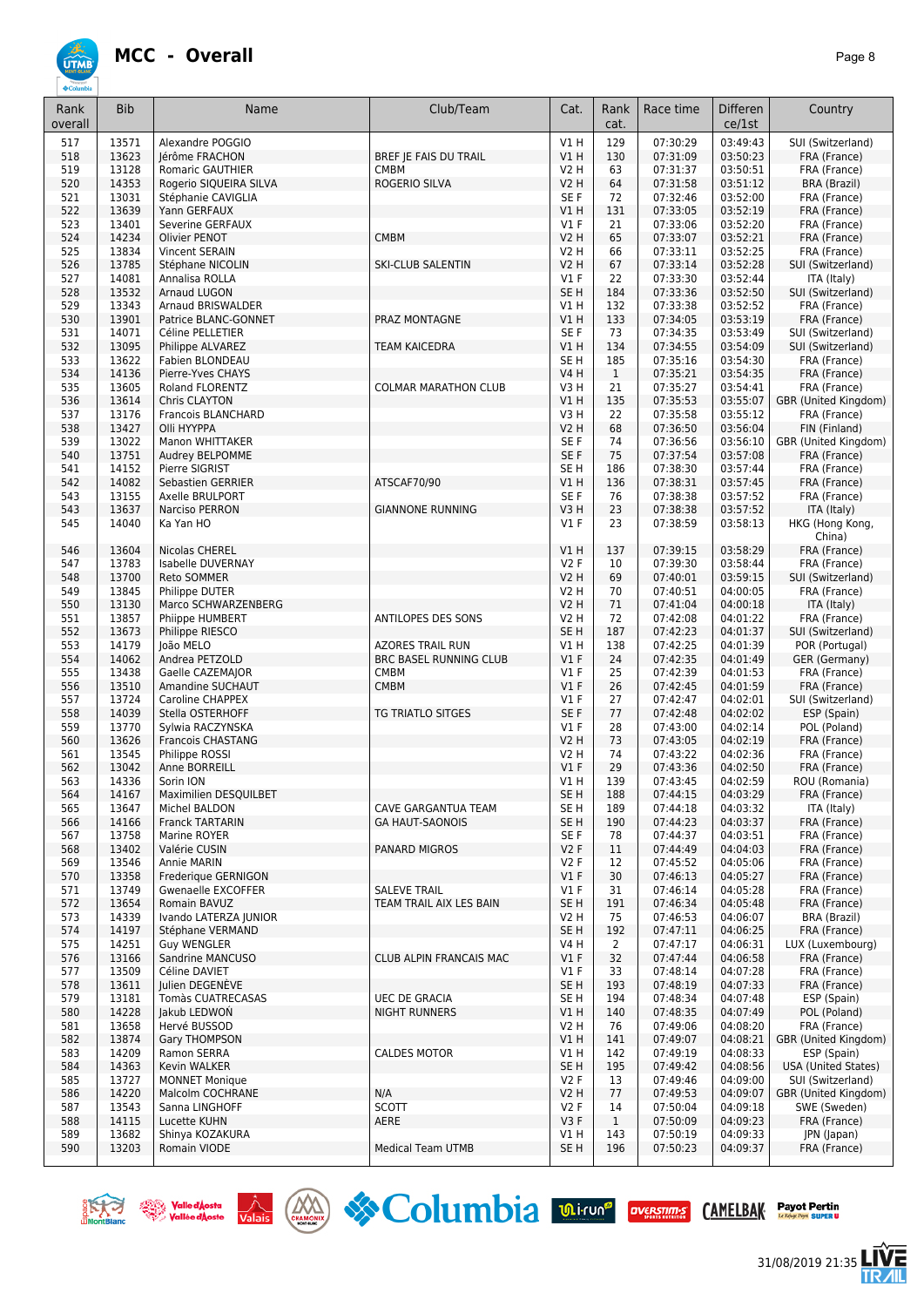# MCC - Overall

| Rank overall | Bib | Name | Club/Team | Cat. | Rank cat. | Race time | Differen ce/1st | Country |
|---|---|---|---|---|---|---|---|---|
| 517 | 13571 | Alexandre POGGIO | | V1 H | 129 | 07:30:29 | 03:49:43 | SUI (Switzerland) |
| 518 | 13623 | Jérôme FRACHON | BREF JE FAIS DU TRAIL | V1 H | 130 | 07:31:09 | 03:50:23 | FRA (France) |
| 519 | 13128 | Romaric GAUTHIER | CMBM | V2 H | 63 | 07:31:37 | 03:50:51 | FRA (France) |
| 520 | 14353 | Rogerio SIQUEIRA SILVA | ROGERIO SILVA | V2 H | 64 | 07:31:58 | 03:51:12 | BRA (Brazil) |
| 521 | 13031 | Stéphanie CAVIGLIA | | SE F | 72 | 07:32:46 | 03:52:00 | FRA (France) |
| 522 | 13639 | Yann GERFAUX | | V1 H | 131 | 07:33:05 | 03:52:19 | FRA (France) |
| 523 | 13401 | Severine GERFAUX | | V1 F | 21 | 07:33:06 | 03:52:20 | FRA (France) |
| 524 | 14234 | Olivier PENOT | CMBM | V2 H | 65 | 07:33:07 | 03:52:21 | FRA (France) |
| 525 | 13834 | Vincent SERAIN | | V2 H | 66 | 07:33:11 | 03:52:25 | FRA (France) |
| 526 | 13785 | Stéphane NICOLIN | SKI-CLUB SALENTIN | V2 H | 67 | 07:33:14 | 03:52:28 | SUI (Switzerland) |
| 527 | 14081 | Annalisa ROLLA | | V1 F | 22 | 07:33:30 | 03:52:44 | ITA (Italy) |
| 528 | 13532 | Arnaud LUGON | | SE H | 184 | 07:33:36 | 03:52:50 | SUI (Switzerland) |
| 529 | 13343 | Arnaud BRISWALDER | | V1 H | 132 | 07:33:38 | 03:52:52 | FRA (France) |
| 530 | 13901 | Patrice BLANC-GONNET | PRAZ MONTAGNE | V1 H | 133 | 07:34:05 | 03:53:19 | FRA (France) |
| 531 | 14071 | Céline PELLETIER | | SE F | 73 | 07:34:35 | 03:53:49 | SUI (Switzerland) |
| 532 | 13095 | Philippe ALVAREZ | TEAM KAICEDRA | V1 H | 134 | 07:34:55 | 03:54:09 | SUI (Switzerland) |
| 533 | 13622 | Fabien BLONDEAU | | SE H | 185 | 07:35:16 | 03:54:30 | FRA (France) |
| 534 | 14136 | Pierre-Yves CHAYS | | V4 H | 1 | 07:35:21 | 03:54:35 | FRA (France) |
| 535 | 13605 | Roland FLORENTZ | COLMAR MARATHON CLUB | V3 H | 21 | 07:35:27 | 03:54:41 | FRA (France) |
| 536 | 13614 | Chris CLAYTON | | V1 H | 135 | 07:35:53 | 03:55:07 | GBR (United Kingdom) |
| 537 | 13176 | Francois BLANCHARD | | V3 H | 22 | 07:35:58 | 03:55:12 | FRA (France) |
| 538 | 13427 | Olli HYYPPA | | V2 H | 68 | 07:36:50 | 03:56:04 | FIN (Finland) |
| 539 | 13022 | Manon WHITTAKER | | SE F | 74 | 07:36:56 | 03:56:10 | GBR (United Kingdom) |
| 540 | 13751 | Audrey BELPOMME | | SE F | 75 | 07:37:54 | 03:57:08 | FRA (France) |
| 541 | 14152 | Pierre SIGRIST | | SE H | 186 | 07:38:30 | 03:57:44 | FRA (France) |
| 542 | 14082 | Sebastien GERRIER | ATSCAF70/90 | V1 H | 136 | 07:38:31 | 03:57:45 | FRA (France) |
| 543 | 13155 | Axelle BRULPORT | | SE F | 76 | 07:38:38 | 03:57:52 | FRA (France) |
| 543 | 13637 | Narciso PERRON | GIANNONE RUNNING | V3 H | 23 | 07:38:38 | 03:57:52 | ITA (Italy) |
| 545 | 14040 | Ka Yan HO | | V1 F | 23 | 07:38:59 | 03:58:13 | HKG (Hong Kong, China) |
| 546 | 13604 | Nicolas CHEREL | | V1 H | 137 | 07:39:15 | 03:58:29 | FRA (France) |
| 547 | 13783 | Isabelle DUVERNAY | | V2 F | 10 | 07:39:30 | 03:58:44 | FRA (France) |
| 548 | 13700 | Reto SOMMER | | V2 H | 69 | 07:40:01 | 03:59:15 | SUI (Switzerland) |
| 549 | 13845 | Philippe DUTER | | V2 H | 70 | 07:40:51 | 04:00:05 | FRA (France) |
| 550 | 13130 | Marco SCHWARZENBERG | | V2 H | 71 | 07:41:04 | 04:00:18 | ITA (Italy) |
| 551 | 13857 | Phiippe HUMBERT | ANTILOPES DES SONS | V2 H | 72 | 07:42:08 | 04:01:22 | FRA (France) |
| 552 | 13673 | Philippe RIESCO | | SE H | 187 | 07:42:23 | 04:01:37 | SUI (Switzerland) |
| 553 | 14179 | João MELO | AZORES TRAIL RUN | V1 H | 138 | 07:42:25 | 04:01:39 | POR (Portugal) |
| 554 | 14062 | Andrea PETZOLD | BRC BASEL RUNNING CLUB | V1 F | 24 | 07:42:35 | 04:01:49 | GER (Germany) |
| 555 | 13438 | Gaelle CAZEMAJOR | CMBM | V1 F | 25 | 07:42:39 | 04:01:53 | FRA (France) |
| 556 | 13510 | Amandine SUCHAUT | CMBM | V1 F | 26 | 07:42:45 | 04:01:59 | FRA (France) |
| 557 | 13724 | Caroline CHAPPEX | | V1 F | 27 | 07:42:47 | 04:02:01 | SUI (Switzerland) |
| 558 | 14039 | Stella OSTERHOFF | TG TRIATLO SITGES | SE F | 77 | 07:42:48 | 04:02:02 | ESP (Spain) |
| 559 | 13770 | Sylwia RACZYNSKA | | V1 F | 28 | 07:43:00 | 04:02:14 | POL (Poland) |
| 560 | 13626 | Francois CHASTANG | | V2 H | 73 | 07:43:05 | 04:02:19 | FRA (France) |
| 561 | 13545 | Philippe ROSSI | | V2 H | 74 | 07:43:22 | 04:02:36 | FRA (France) |
| 562 | 13042 | Anne BORREILL | | V1 F | 29 | 07:43:36 | 04:02:50 | FRA (France) |
| 563 | 14336 | Sorin ION | | V1 H | 139 | 07:43:45 | 04:02:59 | ROU (Romania) |
| 564 | 14167 | Maximilien DESQUILBET | | SE H | 188 | 07:44:15 | 04:03:29 | FRA (France) |
| 565 | 13647 | Michel BALDON | CAVE GARGANTUA TEAM | SE H | 189 | 07:44:18 | 04:03:32 | ITA (Italy) |
| 566 | 14166 | Franck TARTARIN | GA HAUT-SAONOIS | SE H | 190 | 07:44:23 | 04:03:37 | FRA (France) |
| 567 | 13758 | Marine ROYER | | SE F | 78 | 07:44:37 | 04:03:51 | FRA (France) |
| 568 | 13402 | Valérie CUSIN | PANARD MIGROS | V2 F | 11 | 07:44:49 | 04:04:03 | FRA (France) |
| 569 | 13546 | Annie MARIN | | V2 F | 12 | 07:45:52 | 04:05:06 | FRA (France) |
| 570 | 13358 | Frederique GERNIGON | | V1 F | 30 | 07:46:13 | 04:05:27 | FRA (France) |
| 571 | 13749 | Gwenaelle EXCOFFER | SALEVE TRAIL | V1 F | 31 | 07:46:14 | 04:05:28 | FRA (France) |
| 572 | 13654 | Romain BAVUZ | TEAM TRAIL AIX LES BAIN | SE H | 191 | 07:46:34 | 04:05:48 | FRA (France) |
| 573 | 14339 | Ivando LATERZA JUNIOR | | V2 H | 75 | 07:46:53 | 04:06:07 | BRA (Brazil) |
| 574 | 14197 | Stéphane VERMAND | | SE H | 192 | 07:47:11 | 04:06:25 | FRA (France) |
| 575 | 14251 | Guy WENGLER | | V4 H | 2 | 07:47:17 | 04:06:31 | LUX (Luxembourg) |
| 576 | 13166 | Sandrine MANCUSO | CLUB ALPIN FRANCAIS MAC | V1 F | 32 | 07:47:44 | 04:06:58 | FRA (France) |
| 577 | 13509 | Céline DAVIET | | V1 F | 33 | 07:48:14 | 04:07:28 | FRA (France) |
| 578 | 13611 | Julien DEGENÈVE | | SE H | 193 | 07:48:19 | 04:07:33 | FRA (France) |
| 579 | 13181 | Tomàs CUATRECASAS | UEC DE GRACIA | SE H | 194 | 07:48:34 | 04:07:48 | ESP (Spain) |
| 580 | 14228 | Jakub LEDWOŃ | NIGHT RUNNERS | V1 H | 140 | 07:48:35 | 04:07:49 | POL (Poland) |
| 581 | 13658 | Hervé BUSSOD | | V2 H | 76 | 07:49:06 | 04:08:20 | FRA (France) |
| 582 | 13874 | Gary THOMPSON | | V1 H | 141 | 07:49:07 | 04:08:21 | GBR (United Kingdom) |
| 583 | 14209 | Ramon SERRA | CALDES MOTOR | V1 H | 142 | 07:49:19 | 04:08:33 | ESP (Spain) |
| 584 | 14363 | Kevin WALKER | | SE H | 195 | 07:49:42 | 04:08:56 | USA (United States) |
| 585 | 13727 | MONNET Monique | | V2 F | 13 | 07:49:46 | 04:09:00 | SUI (Switzerland) |
| 586 | 14220 | Malcolm COCHRANE | N/A | V2 H | 77 | 07:49:53 | 04:09:07 | GBR (United Kingdom) |
| 587 | 13543 | Sanna LINGHOFF | SCOTT | V2 F | 14 | 07:50:04 | 04:09:18 | SWE (Sweden) |
| 588 | 14115 | Lucette KUHN | AERE | V3 F | 1 | 07:50:09 | 04:09:23 | FRA (France) |
| 589 | 13682 | Shinya KOZAKURA | | V1 H | 143 | 07:50:19 | 04:09:33 | JPN (Japan) |
| 590 | 13203 | Romain VIODE | Medical Team UTMB | SE H | 196 | 07:50:23 | 04:09:37 | FRA (France) |

31/08/2019 21:35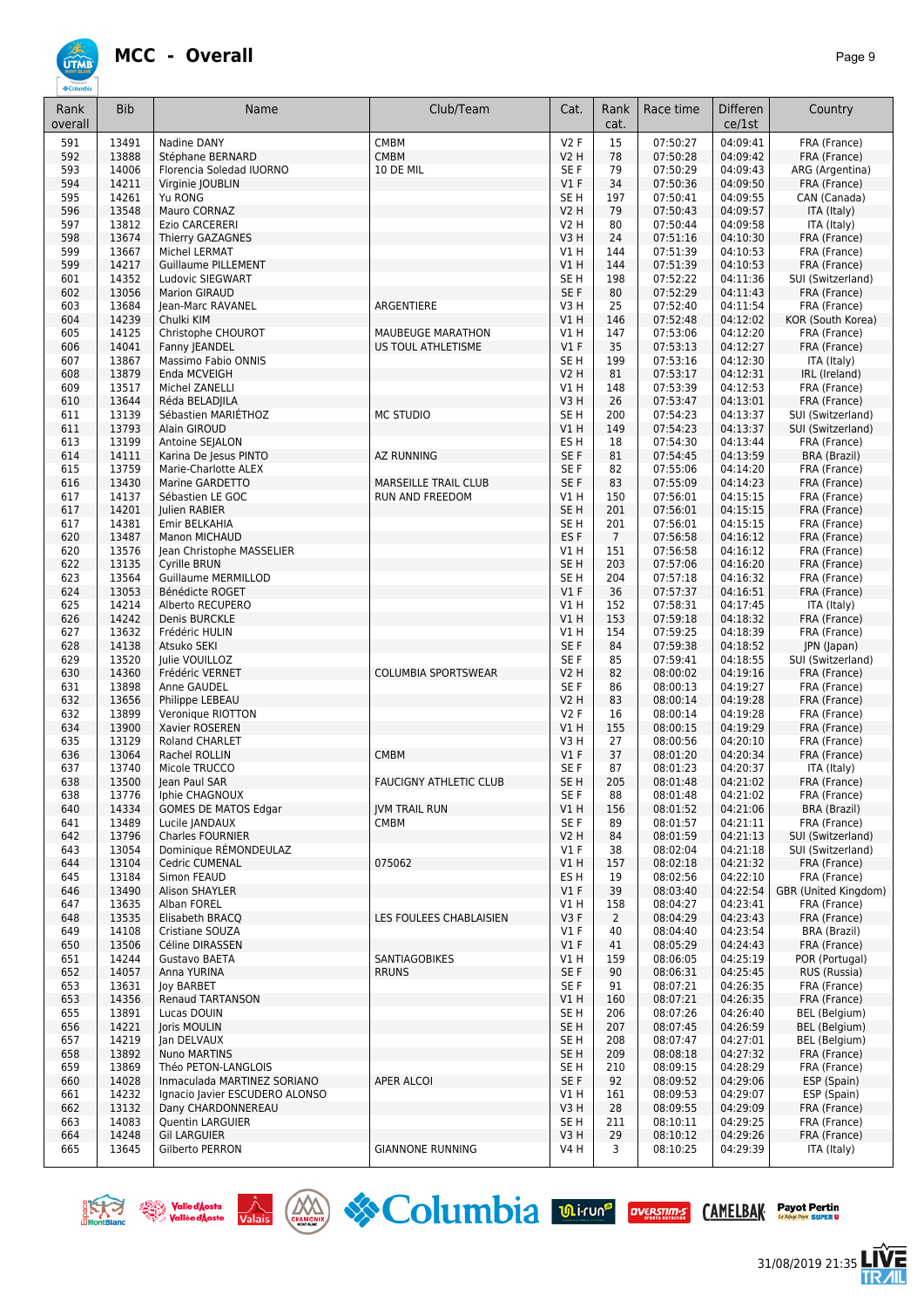# MCC - Overall

| Rank overall | Bib | Name | Club/Team | Cat. | Rank cat. | Race time | Differen ce/1st | Country |
|---|---|---|---|---|---|---|---|---|
| 591 | 13491 | Nadine DANY | CMBM | V2 F | 15 | 07:50:27 | 04:09:41 | FRA (France) |
| 592 | 13888 | Stéphane BERNARD | CMBM | V2 H | 78 | 07:50:28 | 04:09:42 | FRA (France) |
| 593 | 14006 | Florencia Soledad IUORNO | 10 DE MIL | SE F | 79 | 07:50:29 | 04:09:43 | ARG (Argentina) |
| 594 | 14211 | Virginie JOUBLIN | | V1 F | 34 | 07:50:36 | 04:09:50 | FRA (France) |
| 595 | 14261 | Yu RONG | | SE H | 197 | 07:50:41 | 04:09:55 | CAN (Canada) |
| 596 | 13548 | Mauro CORNAZ | | V2 H | 79 | 07:50:43 | 04:09:57 | ITA (Italy) |
| 597 | 13812 | Ezio CARCERERI | | V2 H | 80 | 07:50:44 | 04:09:58 | ITA (Italy) |
| 598 | 13674 | Thierry GAZAGNES | | V3 H | 24 | 07:51:16 | 04:10:30 | FRA (France) |
| 599 | 13667 | Michel LERMAT | | V1 H | 144 | 07:51:39 | 04:10:53 | FRA (France) |
| 599 | 14217 | Guillaume PILLEMENT | | V1 H | 144 | 07:51:39 | 04:10:53 | FRA (France) |
| 601 | 14352 | Ludovic SIEGWART | | SE H | 198 | 07:52:22 | 04:11:36 | SUI (Switzerland) |
| 602 | 13056 | Marion GIRAUD | | SE F | 80 | 07:52:29 | 04:11:43 | FRA (France) |
| 603 | 13684 | Jean-Marc RAVANEL | ARGENTIERE | V3 H | 25 | 07:52:40 | 04:11:54 | FRA (France) |
| 604 | 14239 | Chulki KIM | | V1 H | 146 | 07:52:48 | 04:12:02 | KOR (South Korea) |
| 605 | 14125 | Christophe CHOUROT | MAUBEUGE MARATHON | V1 H | 147 | 07:53:06 | 04:12:20 | FRA (France) |
| 606 | 14041 | Fanny JEANDEL | US TOUL ATHLETISME | V1 F | 35 | 07:53:13 | 04:12:27 | FRA (France) |
| 607 | 13867 | Massimo Fabio ONNIS | | SE H | 199 | 07:53:16 | 04:12:30 | ITA (Italy) |
| 608 | 13879 | Enda MCVEIGH | | V2 H | 81 | 07:53:17 | 04:12:31 | IRL (Ireland) |
| 609 | 13517 | Michel ZANELLI | | V1 H | 148 | 07:53:39 | 04:12:53 | FRA (France) |
| 610 | 13644 | Réda BELADJILA | | V3 H | 26 | 07:53:47 | 04:13:01 | FRA (France) |
| 611 | 13139 | Sébastien MARIÉTHOZ | MC STUDIO | SE H | 200 | 07:54:23 | 04:13:37 | SUI (Switzerland) |
| 611 | 13793 | Alain GIROUD | | V1 H | 149 | 07:54:23 | 04:13:37 | SUI (Switzerland) |
| 613 | 13199 | Antoine SEJALON | | ES H | 18 | 07:54:30 | 04:13:44 | FRA (France) |
| 614 | 14111 | Karina De Jesus PINTO | AZ RUNNING | SE F | 81 | 07:54:45 | 04:13:59 | BRA (Brazil) |
| 615 | 13759 | Marie-Charlotte ALEX | | SE F | 82 | 07:55:06 | 04:14:20 | FRA (France) |
| 616 | 13430 | Marine GARDETTO | MARSEILLE TRAIL CLUB | SE F | 83 | 07:55:09 | 04:14:23 | FRA (France) |
| 617 | 14137 | Sébastien LE GOC | RUN AND FREEDOM | V1 H | 150 | 07:56:01 | 04:15:15 | FRA (France) |
| 617 | 14201 | Julien RABIER | | SE H | 201 | 07:56:01 | 04:15:15 | FRA (France) |
| 617 | 14381 | Emir BELKAHIA | | SE H | 201 | 07:56:01 | 04:15:15 | FRA (France) |
| 620 | 13487 | Manon MICHAUD | | ES F | 7 | 07:56:58 | 04:16:12 | FRA (France) |
| 620 | 13576 | Jean Christophe MASSELIER | | V1 H | 151 | 07:56:58 | 04:16:12 | FRA (France) |
| 622 | 13135 | Cyrille BRUN | | SE H | 203 | 07:57:06 | 04:16:20 | FRA (France) |
| 623 | 13564 | Guillaume MERMILLOD | | SE H | 204 | 07:57:18 | 04:16:32 | FRA (France) |
| 624 | 13053 | Bénédicte ROGET | | V1 F | 36 | 07:57:37 | 04:16:51 | FRA (France) |
| 625 | 14214 | Alberto RECUPERO | | V1 H | 152 | 07:58:31 | 04:17:45 | ITA (Italy) |
| 626 | 14242 | Denis BURCKLE | | V1 H | 153 | 07:59:18 | 04:18:32 | FRA (France) |
| 627 | 13632 | Frédéric HULIN | | V1 H | 154 | 07:59:25 | 04:18:39 | FRA (France) |
| 628 | 14138 | Atsuko SEKI | | SE F | 84 | 07:59:38 | 04:18:52 | JPN (Japan) |
| 629 | 13520 | Julie VOUILLOZ | | SE F | 85 | 07:59:41 | 04:18:55 | SUI (Switzerland) |
| 630 | 14360 | Frédéric VERNET | COLUMBIA SPORTSWEAR | V2 H | 82 | 08:00:02 | 04:19:16 | FRA (France) |
| 631 | 13898 | Anne GAUDEL | | SE F | 86 | 08:00:13 | 04:19:27 | FRA (France) |
| 632 | 13656 | Philippe LEBEAU | | V2 H | 83 | 08:00:14 | 04:19:28 | FRA (France) |
| 632 | 13899 | Veronique RIOTTON | | V2 F | 16 | 08:00:14 | 04:19:28 | FRA (France) |
| 634 | 13900 | Xavier ROSEREN | | V1 H | 155 | 08:00:15 | 04:19:29 | FRA (France) |
| 635 | 13129 | Roland CHARLET | | V3 H | 27 | 08:00:56 | 04:20:10 | FRA (France) |
| 636 | 13064 | Rachel ROLLIN | CMBM | V1 F | 37 | 08:01:20 | 04:20:34 | FRA (France) |
| 637 | 13740 | Micole TRUCCO | | SE F | 87 | 08:01:23 | 04:20:37 | ITA (Italy) |
| 638 | 13500 | Jean Paul SAR | FAUCIGNY ATHLETIC CLUB | SE H | 205 | 08:01:48 | 04:21:02 | FRA (France) |
| 638 | 13776 | Iphie CHAGNOUX | | SE F | 88 | 08:01:48 | 04:21:02 | FRA (France) |
| 640 | 14334 | GOMES DE MATOS Edgar | JVM TRAIL RUN | V1 H | 156 | 08:01:52 | 04:21:06 | BRA (Brazil) |
| 641 | 13489 | Lucile JANDAUX | CMBM | SE F | 89 | 08:01:57 | 04:21:11 | FRA (France) |
| 642 | 13796 | Charles FOURNIER | | V2 H | 84 | 08:01:59 | 04:21:13 | SUI (Switzerland) |
| 643 | 13054 | Dominique RÉMONDEULAZ | | V1 F | 38 | 08:02:04 | 04:21:18 | SUI (Switzerland) |
| 644 | 13104 | Cedric CUMENAL | 075062 | V1 H | 157 | 08:02:18 | 04:21:32 | FRA (France) |
| 645 | 13184 | Simon FEAUD | | ES H | 19 | 08:02:56 | 04:22:10 | FRA (France) |
| 646 | 13490 | Alison SHAYLER | | V1 F | 39 | 08:03:40 | 04:22:54 | GBR (United Kingdom) |
| 647 | 13635 | Alban FOREL | | V1 H | 158 | 08:04:27 | 04:23:41 | FRA (France) |
| 648 | 13535 | Elisabeth BRACQ | LES FOULEES CHABLAISIEN | V3 F | 2 | 08:04:29 | 04:23:43 | FRA (France) |
| 649 | 14108 | Cristiane SOUZA | | V1 F | 40 | 08:04:40 | 04:23:54 | BRA (Brazil) |
| 650 | 13506 | Céline DIRASSEN | | V1 F | 41 | 08:05:29 | 04:24:43 | FRA (France) |
| 651 | 14244 | Gustavo BAETA | SANTIAGOBIKES | V1 H | 159 | 08:06:05 | 04:25:19 | POR (Portugal) |
| 652 | 14057 | Anna YURINA | RRUNS | SE F | 90 | 08:06:31 | 04:25:45 | RUS (Russia) |
| 653 | 13631 | Joy BARBET | | SE F | 91 | 08:07:21 | 04:26:35 | FRA (France) |
| 653 | 14356 | Renaud TARTANSON | | V1 H | 160 | 08:07:21 | 04:26:35 | FRA (France) |
| 655 | 13891 | Lucas DOUIN | | SE H | 206 | 08:07:26 | 04:26:40 | BEL (Belgium) |
| 656 | 14221 | Joris MOULIN | | SE H | 207 | 08:07:45 | 04:26:59 | BEL (Belgium) |
| 657 | 14219 | Jan DELVAUX | | SE H | 208 | 08:07:47 | 04:27:01 | BEL (Belgium) |
| 658 | 13892 | Nuno MARTINS | | SE H | 209 | 08:08:18 | 04:27:32 | FRA (France) |
| 659 | 13869 | Théo PETON-LANGLOIS | | SE H | 210 | 08:09:15 | 04:28:29 | FRA (France) |
| 660 | 14028 | Inmaculada MARTINEZ SORIANO | APER ALCOI | SE F | 92 | 08:09:52 | 04:29:06 | ESP (Spain) |
| 661 | 14232 | Ignacio Javier ESCUDERO ALONSO | | V1 H | 161 | 08:09:53 | 04:29:07 | ESP (Spain) |
| 662 | 13132 | Dany CHARDONNEREAU | | V3 H | 28 | 08:09:55 | 04:29:09 | FRA (France) |
| 663 | 14083 | Quentin LARGUIER | | SE H | 211 | 08:10:11 | 04:29:25 | FRA (France) |
| 664 | 14248 | Gil LARGUIER | | V3 H | 29 | 08:10:12 | 04:29:26 | FRA (France) |
| 665 | 13645 | Gilberto PERRON | GIANNONE RUNNING | V4 H | 3 | 08:10:25 | 04:29:39 | ITA (Italy) |

31/08/2019 21:35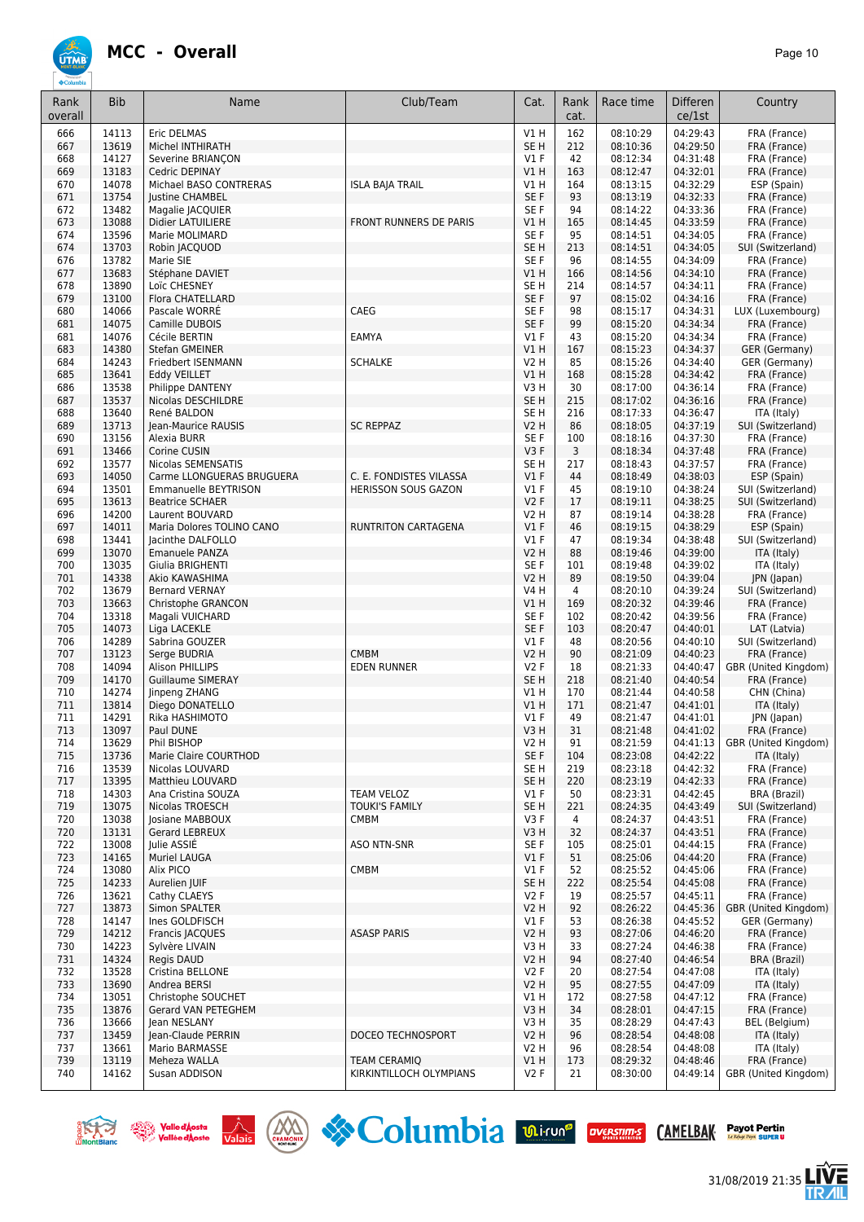# MCC - Overall

| Rank overall | Bib | Name | Club/Team | Cat. | Rank cat. | Race time | Difference/1st | Country |
|---|---|---|---|---|---|---|---|---|
| 666 | 14113 | Eric DELMAS | | V1 H | 162 | 08:10:29 | 04:29:43 | FRA (France) |
| 667 | 13619 | Michel INTHIRATH | | SE H | 212 | 08:10:36 | 04:29:50 | FRA (France) |
| 668 | 14127 | Severine BRIANÇON | | V1 F | 42 | 08:12:34 | 04:31:48 | FRA (France) |
| 669 | 13183 | Cedric DEPINAY | | V1 H | 163 | 08:12:47 | 04:32:01 | FRA (France) |
| 670 | 14078 | Michael BASO CONTRERAS | ISLA BAJA TRAIL | V1 H | 164 | 08:13:15 | 04:32:29 | ESP (Spain) |
| 671 | 13754 | Justine CHAMBEL | | SE F | 93 | 08:13:19 | 04:32:33 | FRA (France) |
| 672 | 13482 | Magalie JACQUIER | | SE F | 94 | 08:14:22 | 04:33:36 | FRA (France) |
| 673 | 13088 | Didier LATUILIERE | FRONT RUNNERS DE PARIS | V1 H | 165 | 08:14:45 | 04:33:59 | FRA (France) |
| 674 | 13596 | Marie MOLIMARD | | SE F | 95 | 08:14:51 | 04:34:05 | FRA (France) |
| 674 | 13703 | Robin JACQUOD | | SE H | 213 | 08:14:51 | 04:34:05 | SUI (Switzerland) |
| 676 | 13782 | Marie SIE | | SE F | 96 | 08:14:55 | 04:34:09 | FRA (France) |
| 677 | 13683 | Stéphane DAVIET | | V1 H | 166 | 08:14:56 | 04:34:10 | FRA (France) |
| 678 | 13890 | Loïc CHESNEY | | SE H | 214 | 08:14:57 | 04:34:11 | FRA (France) |
| 679 | 13100 | Flora CHATELLARD | | SE F | 97 | 08:15:02 | 04:34:16 | FRA (France) |
| 680 | 14066 | Pascale WORRÉ | CAEG | SE F | 98 | 08:15:17 | 04:34:31 | LUX (Luxembourg) |
| 681 | 14075 | Camille DUBOIS | | SE F | 99 | 08:15:20 | 04:34:34 | FRA (France) |
| 681 | 14076 | Cécile BERTIN | EAMYA | V1 F | 43 | 08:15:20 | 04:34:34 | FRA (France) |
| 683 | 14380 | Stefan GMEINER | | V1 H | 167 | 08:15:23 | 04:34:37 | GER (Germany) |
| 684 | 14243 | Friedbert ISENMANN | SCHALKE | V2 H | 85 | 08:15:26 | 04:34:40 | GER (Germany) |
| 685 | 13641 | Eddy VEILLET | | V1 H | 168 | 08:15:28 | 04:34:42 | FRA (France) |
| 686 | 13538 | Philippe DANTENY | | V3 H | 30 | 08:17:00 | 04:36:14 | FRA (France) |
| 687 | 13537 | Nicolas DESCHILDRE | | SE H | 215 | 08:17:02 | 04:36:16 | FRA (France) |
| 688 | 13640 | René BALDON | | SE H | 216 | 08:17:33 | 04:36:47 | ITA (Italy) |
| 689 | 13713 | Jean-Maurice RAUSIS | SC REPPAZ | V2 H | 86 | 08:18:05 | 04:37:19 | SUI (Switzerland) |
| 690 | 13156 | Alexia BURR | | SE F | 100 | 08:18:16 | 04:37:30 | FRA (France) |
| 691 | 13466 | Corine CUSIN | | V3 F | 3 | 08:18:34 | 04:37:48 | FRA (France) |
| 692 | 13577 | Nicolas SEMENSATIS | | SE H | 217 | 08:18:43 | 04:37:57 | FRA (France) |
| 693 | 14050 | Carme LLONGUERAS BRUGUERA | C. E. FONDISTES VILASSA | V1 F | 44 | 08:18:49 | 04:38:03 | ESP (Spain) |
| 694 | 13501 | Emmanuelle BEYTRISON | HERISSON SOUS GAZON | V1 F | 45 | 08:19:10 | 04:38:24 | SUI (Switzerland) |
| 695 | 13613 | Beatrice SCHAER | | V2 F | 17 | 08:19:11 | 04:38:25 | SUI (Switzerland) |
| 696 | 14200 | Laurent BOUVARD | | V2 H | 87 | 08:19:14 | 04:38:28 | FRA (France) |
| 697 | 14011 | Maria Dolores TOLINO CANO | RUNTRITON CARTAGENA | V1 F | 46 | 08:19:15 | 04:38:29 | ESP (Spain) |
| 698 | 13441 | Jacinthe DALFOLLO | | V1 F | 47 | 08:19:34 | 04:38:48 | SUI (Switzerland) |
| 699 | 13070 | Emanuele PANZA | | V2 H | 88 | 08:19:46 | 04:39:00 | ITA (Italy) |
| 700 | 13035 | Giulia BRIGHENTI | | SE F | 101 | 08:19:48 | 04:39:02 | ITA (Italy) |
| 701 | 14338 | Akio KAWASHIMA | | V2 H | 89 | 08:19:50 | 04:39:04 | JPN (Japan) |
| 702 | 13679 | Bernard VERNAY | | V4 H | 4 | 08:20:10 | 04:39:24 | SUI (Switzerland) |
| 703 | 13663 | Christophe GRANCON | | V1 H | 169 | 08:20:32 | 04:39:46 | FRA (France) |
| 704 | 13318 | Magali VUICHARD | | SE F | 102 | 08:20:42 | 04:39:56 | FRA (France) |
| 705 | 14073 | Liga LACEKLE | | SE F | 103 | 08:20:47 | 04:40:01 | LAT (Latvia) |
| 706 | 14289 | Sabrina GOUZER | | V1 F | 48 | 08:20:56 | 04:40:10 | SUI (Switzerland) |
| 707 | 13123 | Serge BUDRIA | CMBM | V2 H | 90 | 08:21:09 | 04:40:23 | FRA (France) |
| 708 | 14094 | Alison PHILLIPS | EDEN RUNNER | V2 F | 18 | 08:21:33 | 04:40:47 | GBR (United Kingdom) |
| 709 | 14170 | Guillaume SIMERAY | | SE H | 218 | 08:21:40 | 04:40:54 | FRA (France) |
| 710 | 14274 | Jinpeng ZHANG | | V1 H | 170 | 08:21:44 | 04:40:58 | CHN (China) |
| 711 | 13814 | Diego DONATELLO | | V1 H | 171 | 08:21:47 | 04:41:01 | ITA (Italy) |
| 711 | 14291 | Rika HASHIMOTO | | V1 F | 49 | 08:21:47 | 04:41:01 | JPN (Japan) |
| 713 | 13097 | Paul DUNE | | V3 H | 31 | 08:21:48 | 04:41:02 | FRA (France) |
| 714 | 13629 | Phil BISHOP | | V2 H | 91 | 08:21:59 | 04:41:13 | GBR (United Kingdom) |
| 715 | 13736 | Marie Claire COURTHOD | | SE F | 104 | 08:23:08 | 04:42:22 | ITA (Italy) |
| 716 | 13539 | Nicolas LOUVARD | | SE H | 219 | 08:23:18 | 04:42:32 | FRA (France) |
| 717 | 13395 | Matthieu LOUVARD | | SE H | 220 | 08:23:19 | 04:42:33 | FRA (France) |
| 718 | 14303 | Ana Cristina SOUZA | TEAM VELOZ | V1 F | 50 | 08:23:31 | 04:42:45 | BRA (Brazil) |
| 719 | 13075 | Nicolas TROESCH | TOUKI'S FAMILY | SE H | 221 | 08:24:35 | 04:43:49 | SUI (Switzerland) |
| 720 | 13038 | Josiane MABBOUX | CMBM | V3 F | 4 | 08:24:37 | 04:43:51 | FRA (France) |
| 720 | 13131 | Gerard LEBREUX | | V3 H | 32 | 08:24:37 | 04:43:51 | FRA (France) |
| 722 | 13008 | Julie ASSIÉ | ASO NTN-SNR | SE F | 105 | 08:25:01 | 04:44:15 | FRA (France) |
| 723 | 14165 | Muriel LAUGA | | V1 F | 51 | 08:25:06 | 04:44:20 | FRA (France) |
| 724 | 13080 | Alix PICO | CMBM | V1 F | 52 | 08:25:52 | 04:45:06 | FRA (France) |
| 725 | 14233 | Aurelien JUIF | | SE H | 222 | 08:25:54 | 04:45:08 | FRA (France) |
| 726 | 13621 | Cathy CLAEYS | | V2 F | 19 | 08:25:57 | 04:45:11 | FRA (France) |
| 727 | 13873 | Simon SPALTER | | V2 H | 92 | 08:26:22 | 04:45:36 | GBR (United Kingdom) |
| 728 | 14147 | Ines GOLDFISCH | | V1 F | 53 | 08:26:38 | 04:45:52 | GER (Germany) |
| 729 | 14212 | Francis JACQUES | ASASP PARIS | V2 H | 93 | 08:27:06 | 04:46:20 | FRA (France) |
| 730 | 14223 | Sylvère LIVAIN | | V3 H | 33 | 08:27:24 | 04:46:38 | FRA (France) |
| 731 | 14324 | Regis DAUD | | V2 H | 94 | 08:27:40 | 04:46:54 | BRA (Brazil) |
| 732 | 13528 | Cristina BELLONE | | V2 F | 20 | 08:27:54 | 04:47:08 | ITA (Italy) |
| 733 | 13690 | Andrea BERSI | | V2 H | 95 | 08:27:55 | 04:47:09 | ITA (Italy) |
| 734 | 13051 | Christophe SOUCHET | | V1 H | 172 | 08:27:58 | 04:47:12 | FRA (France) |
| 735 | 13876 | Gerard VAN PETEGHEM | | V3 H | 34 | 08:28:01 | 04:47:15 | FRA (France) |
| 736 | 13666 | Jean NESLANY | | V3 H | 35 | 08:28:29 | 04:47:43 | BEL (Belgium) |
| 737 | 13459 | Jean-Claude PERRIN | DOCEO TECHNOSPORT | V2 H | 96 | 08:28:54 | 04:48:08 | ITA (Italy) |
| 737 | 13661 | Mario BARMASSE | | V2 H | 96 | 08:28:54 | 04:48:08 | ITA (Italy) |
| 739 | 13119 | Meheza WALLA | TEAM CERAMIQ | V1 H | 173 | 08:29:32 | 04:48:46 | FRA (France) |
| 740 | 14162 | Susan ADDISON | KIRKINTILLOCH OLYMPIANS | V2 F | 21 | 08:30:00 | 04:49:14 | GBR (United Kingdom) |

31/08/2019 21:35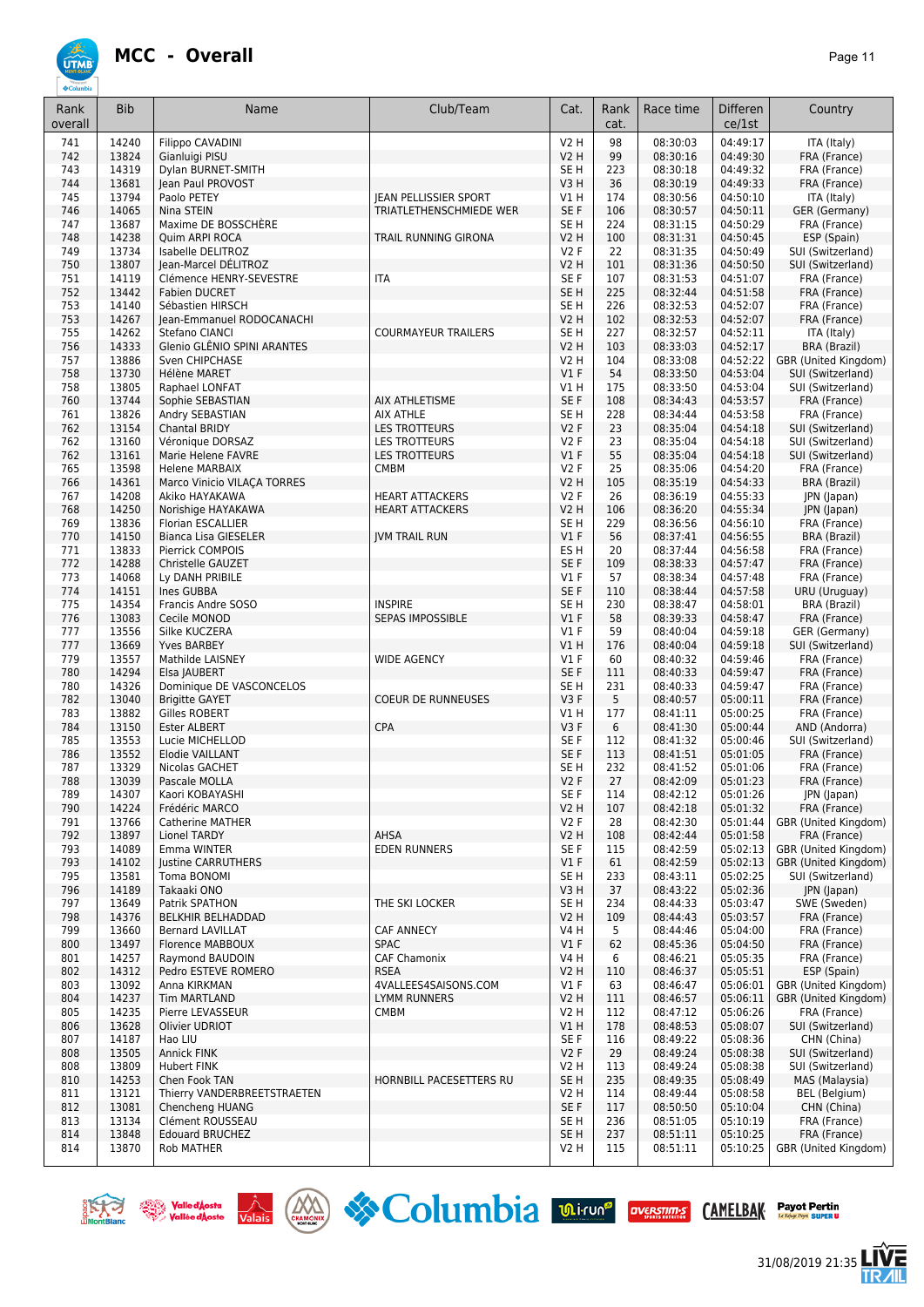# MCC - Overall

| Rank overall | Bib | Name | Club/Team | Cat. | Rank cat. | Race time | Differen ce/1st | Country |
|---|---|---|---|---|---|---|---|---|
| 741 | 14240 | Filippo CAVADINI | | V2 H | 98 | 08:30:03 | 04:49:17 | ITA (Italy) |
| 742 | 13824 | Gianluigi PISU | | V2 H | 99 | 08:30:16 | 04:49:30 | FRA (France) |
| 743 | 14319 | Dylan BURNET-SMITH | | SE H | 223 | 08:30:18 | 04:49:32 | FRA (France) |
| 744 | 13681 | Jean Paul PROVOST | | V3 H | 36 | 08:30:19 | 04:49:33 | FRA (France) |
| 745 | 13794 | Paolo PETEY | JEAN PELLISSIER SPORT | V1 H | 174 | 08:30:56 | 04:50:10 | ITA (Italy) |
| 746 | 14065 | Nina STEIN | TRIATLETHENSCHMIEDE WER | SE F | 106 | 08:30:57 | 04:50:11 | GER (Germany) |
| 747 | 13687 | Maxime DE BOSSCHÈRE | | SE H | 224 | 08:31:15 | 04:50:29 | FRA (France) |
| 748 | 14238 | Quim ARPI ROCA | TRAIL RUNNING GIRONA | V2 H | 100 | 08:31:31 | 04:50:45 | ESP (Spain) |
| 749 | 13734 | Isabelle DELITROZ | | V2 F | 22 | 08:31:35 | 04:50:49 | SUI (Switzerland) |
| 750 | 13807 | Jean-Marcel DÉLITROZ | | V2 H | 101 | 08:31:36 | 04:50:50 | SUI (Switzerland) |
| 751 | 14119 | Clémence HENRY-SEVESTRE | ITA | SE F | 107 | 08:31:53 | 04:51:07 | FRA (France) |
| 752 | 13442 | Fabien DUCRET | | SE H | 225 | 08:32:44 | 04:51:58 | FRA (France) |
| 753 | 14140 | Sébastien HIRSCH | | SE H | 226 | 08:32:53 | 04:52:07 | FRA (France) |
| 753 | 14267 | Jean-Emmanuel RODOCANACHI | | V2 H | 102 | 08:32:53 | 04:52:07 | FRA (France) |
| 755 | 14262 | Stefano CIANCI | COURMAYEUR TRAILERS | SE H | 227 | 08:32:57 | 04:52:11 | ITA (Italy) |
| 756 | 14333 | Glenio GLÊNIO SPINI ARANTES | | V2 H | 103 | 08:33:03 | 04:52:17 | BRA (Brazil) |
| 757 | 13886 | Sven CHIPCHASE | | V2 H | 104 | 08:33:08 | 04:52:22 | GBR (United Kingdom) |
| 758 | 13730 | Hélène MARET | | V1 F | 54 | 08:33:50 | 04:53:04 | SUI (Switzerland) |
| 758 | 13805 | Raphael LONFAT | | V1 H | 175 | 08:33:50 | 04:53:04 | SUI (Switzerland) |
| 760 | 13744 | Sophie SEBASTIAN | AIX ATHLETISME | SE F | 108 | 08:34:43 | 04:53:57 | FRA (France) |
| 761 | 13826 | Andry SEBASTIAN | AIX ATHLE | SE H | 228 | 08:34:44 | 04:53:58 | FRA (France) |
| 762 | 13154 | Chantal BRIDY | LES TROTTEURS | V2 F | 23 | 08:35:04 | 04:54:18 | SUI (Switzerland) |
| 762 | 13160 | Véronique DORSAZ | LES TROTTEURS | V2 F | 23 | 08:35:04 | 04:54:18 | SUI (Switzerland) |
| 762 | 13161 | Marie Helene FAVRE | LES TROTTEURS | V1 F | 55 | 08:35:04 | 04:54:18 | SUI (Switzerland) |
| 765 | 13598 | Helene MARBAIX | CMBM | V2 F | 25 | 08:35:06 | 04:54:20 | FRA (France) |
| 766 | 14361 | Marco Vinicio VILAÇA TORRES | | V2 H | 105 | 08:35:19 | 04:54:33 | BRA (Brazil) |
| 767 | 14208 | Akiko HAYAKAWA | HEART ATTACKERS | V2 F | 26 | 08:36:19 | 04:55:33 | JPN (Japan) |
| 768 | 14250 | Norishige HAYAKAWA | HEART ATTACKERS | V2 H | 106 | 08:36:20 | 04:55:34 | JPN (Japan) |
| 769 | 13836 | Florian ESCALLIER | | SE H | 229 | 08:36:56 | 04:56:10 | FRA (France) |
| 770 | 14150 | Bianca Lisa GIESELER | JVM TRAIL RUN | V1 F | 56 | 08:37:41 | 04:56:55 | BRA (Brazil) |
| 771 | 13833 | Pierrick COMPOIS | | ES H | 20 | 08:37:44 | 04:56:58 | FRA (France) |
| 772 | 14288 | Christelle GAUZET | | SE F | 109 | 08:38:33 | 04:57:47 | FRA (France) |
| 773 | 14068 | Ly DANH PRIBILE | | V1 F | 57 | 08:38:34 | 04:57:48 | FRA (France) |
| 774 | 14151 | Ines GUBBA | | SE F | 110 | 08:38:44 | 04:57:58 | URU (Uruguay) |
| 775 | 14354 | Francis Andre SOSO | INSPIRE | SE H | 230 | 08:38:47 | 04:58:01 | BRA (Brazil) |
| 776 | 13083 | Cecile MONOD | SEPAS IMPOSSIBLE | V1 F | 58 | 08:39:33 | 04:58:47 | FRA (France) |
| 777 | 13556 | Silke KUCZERA | | V1 F | 59 | 08:40:04 | 04:59:18 | GER (Germany) |
| 777 | 13669 | Yves BARBEY | | V1 H | 176 | 08:40:04 | 04:59:18 | SUI (Switzerland) |
| 779 | 13557 | Mathilde LAISNEY | WIDE AGENCY | V1 F | 60 | 08:40:32 | 04:59:46 | FRA (France) |
| 780 | 14294 | Elsa JAUBERT | | SE F | 111 | 08:40:33 | 04:59:47 | FRA (France) |
| 780 | 14326 | Dominique DE VASCONCELOS | | SE H | 231 | 08:40:33 | 04:59:47 | FRA (France) |
| 782 | 13040 | Brigitte GAYET | COEUR DE RUNNEUSES | V3 F | 5 | 08:40:57 | 05:00:11 | FRA (France) |
| 783 | 13882 | Gilles ROBERT | | V1 H | 177 | 08:41:11 | 05:00:25 | FRA (France) |
| 784 | 13150 | Ester ALBERT | CPA | V3 F | 6 | 08:41:30 | 05:00:44 | AND (Andorra) |
| 785 | 13553 | Lucie MICHELLOD | | SE F | 112 | 08:41:32 | 05:00:46 | SUI (Switzerland) |
| 786 | 13552 | Elodie VAILLANT | | SE F | 113 | 08:41:51 | 05:01:05 | FRA (France) |
| 787 | 13329 | Nicolas GACHET | | SE H | 232 | 08:41:52 | 05:01:06 | FRA (France) |
| 788 | 13039 | Pascale MOLLA | | V2 F | 27 | 08:42:09 | 05:01:23 | FRA (France) |
| 789 | 14307 | Kaori KOBAYASHI | | SE F | 114 | 08:42:12 | 05:01:26 | JPN (Japan) |
| 790 | 14224 | Frédéric MARCO | | V2 H | 107 | 08:42:18 | 05:01:32 | FRA (France) |
| 791 | 13766 | Catherine MATHER | | V2 F | 28 | 08:42:30 | 05:01:44 | GBR (United Kingdom) |
| 792 | 13897 | Lionel TARDY | AHSA | V2 H | 108 | 08:42:44 | 05:01:58 | FRA (France) |
| 793 | 14089 | Emma WINTER | EDEN RUNNERS | SE F | 115 | 08:42:59 | 05:02:13 | GBR (United Kingdom) |
| 793 | 14102 | Justine CARRUTHERS | | V1 F | 61 | 08:42:59 | 05:02:13 | GBR (United Kingdom) |
| 795 | 13581 | Toma BONOMI | | SE H | 233 | 08:43:11 | 05:02:25 | SUI (Switzerland) |
| 796 | 14189 | Takaaki ONO | | V3 H | 37 | 08:43:22 | 05:02:36 | JPN (Japan) |
| 797 | 13649 | Patrik SPATHON | THE SKI LOCKER | SE H | 234 | 08:44:33 | 05:03:47 | SWE (Sweden) |
| 798 | 14376 | BELKHIR BELHADDAD | | V2 H | 109 | 08:44:43 | 05:03:57 | FRA (France) |
| 799 | 13660 | Bernard LAVILLAT | CAF ANNECY | V4 H | 5 | 08:44:46 | 05:04:00 | FRA (France) |
| 800 | 13497 | Florence MABBOUX | SPAC | V1 F | 62 | 08:45:36 | 05:04:50 | FRA (France) |
| 801 | 14257 | Raymond BAUDOIN | CAF Chamonix | V4 H | 6 | 08:46:21 | 05:05:35 | FRA (France) |
| 802 | 14312 | Pedro ESTEVE ROMERO | RSEA | V2 H | 110 | 08:46:37 | 05:05:51 | ESP (Spain) |
| 803 | 13092 | Anna KIRKMAN | 4VALLEES4SAISONS.COM | V1 F | 63 | 08:46:47 | 05:06:01 | GBR (United Kingdom) |
| 804 | 14237 | Tim MARTLAND | LYMM RUNNERS | V2 H | 111 | 08:46:57 | 05:06:11 | GBR (United Kingdom) |
| 805 | 14235 | Pierre LEVASSEUR | CMBM | V2 H | 112 | 08:47:12 | 05:06:26 | FRA (France) |
| 806 | 13628 | Olivier UDRIOT | | V1 H | 178 | 08:48:53 | 05:08:07 | SUI (Switzerland) |
| 807 | 14187 | Hao LIU | | SE F | 116 | 08:49:22 | 05:08:36 | CHN (China) |
| 808 | 13505 | Annick FINK | | V2 F | 29 | 08:49:24 | 05:08:38 | SUI (Switzerland) |
| 808 | 13809 | Hubert FINK | | V2 H | 113 | 08:49:24 | 05:08:38 | SUI (Switzerland) |
| 810 | 14253 | Chen Fook TAN | HORNBILL PACESETTERS RU | SE H | 235 | 08:49:35 | 05:08:49 | MAS (Malaysia) |
| 811 | 13121 | Thierry VANDERBREETSTRAETEN | | V2 H | 114 | 08:49:44 | 05:08:58 | BEL (Belgium) |
| 812 | 13081 | Chencheng HUANG | | SE F | 117 | 08:50:50 | 05:10:04 | CHN (China) |
| 813 | 13134 | Clément ROUSSEAU | | SE H | 236 | 08:51:05 | 05:10:19 | FRA (France) |
| 814 | 13848 | Edouard BRUCHEZ | | SE H | 237 | 08:51:11 | 05:10:25 | FRA (France) |
| 814 | 13870 | Rob MATHER | | V2 H | 115 | 08:51:11 | 05:10:25 | GBR (United Kingdom) |

31/08/2019 21:35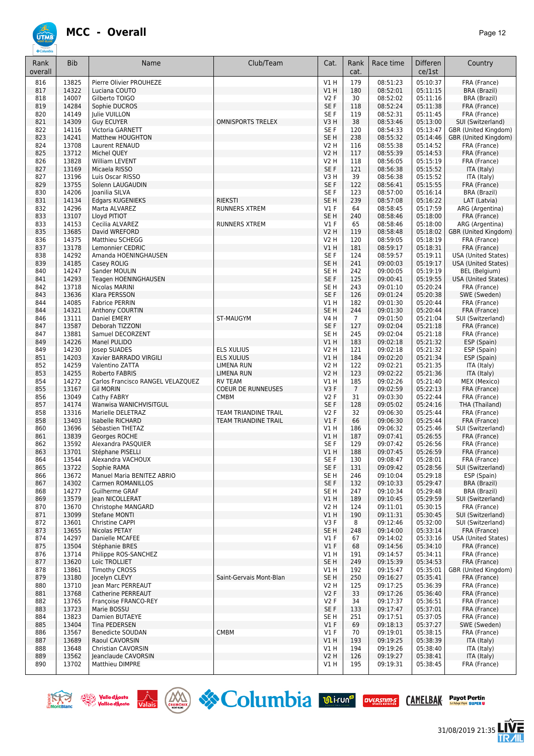# MCC - Overall

| Rank overall | Bib | Name | Club/Team | Cat. | Rank cat. | Race time | Difference/1st | Country |
|---|---|---|---|---|---|---|---|---|
| 816 | 13825 | Pierre Olivier PROUHEZE | | V1 H | 179 | 08:51:23 | 05:10:37 | FRA (France) |
| 817 | 14322 | Luciana COUTO | | V1 H | 180 | 08:52:01 | 05:11:15 | BRA (Brazil) |
| 818 | 14007 | Gilberto TOIGO | | V2 F | 30 | 08:52:02 | 05:11:16 | BRA (Brazil) |
| 819 | 14284 | Sophie DUCROS | | SE F | 118 | 08:52:24 | 05:11:38 | FRA (France) |
| 820 | 14149 | Julie VUILLON | | SE F | 119 | 08:52:31 | 05:11:45 | FRA (France) |
| 821 | 14309 | Guy ECUYER | OMNISPORTS TRELEX | V3 H | 38 | 08:53:46 | 05:13:00 | SUI (Switzerland) |
| 822 | 14116 | Victoria GARNETT | | SE F | 120 | 08:54:33 | 05:13:47 | GBR (United Kingdom) |
| 823 | 14241 | Matthew HOUGHTON | | SE H | 238 | 08:55:32 | 05:14:46 | GBR (United Kingdom) |
| 824 | 13708 | Laurent RENAUD | | V2 H | 116 | 08:55:38 | 05:14:52 | FRA (France) |
| 825 | 13712 | Michel QUEY | | V2 H | 117 | 08:55:39 | 05:14:53 | FRA (France) |
| 826 | 13828 | William LEVENT | | V2 H | 118 | 08:56:05 | 05:15:19 | FRA (France) |
| 827 | 13169 | Micaela RISSO | | SE F | 121 | 08:56:38 | 05:15:52 | ITA (Italy) |
| 827 | 13196 | Luis Oscar RISSO | | V3 H | 39 | 08:56:38 | 05:15:52 | ITA (Italy) |
| 829 | 13755 | Solenn LAUGAUDIN | | SE F | 122 | 08:56:41 | 05:15:55 | FRA (France) |
| 830 | 14206 | Joanilia SILVA | | SE F | 123 | 08:57:00 | 05:16:14 | BRA (Brazil) |
| 831 | 14134 | Edgars KUGENIEKS | RIEKSTI | SE H | 239 | 08:57:08 | 05:16:22 | LAT (Latvia) |
| 832 | 14296 | Marta ALVAREZ | RUNNERS XTREM | V1 F | 64 | 08:58:45 | 05:17:59 | ARG (Argentina) |
| 833 | 13107 | Lloyd PITIOT | | SE H | 240 | 08:58:46 | 05:18:00 | FRA (France) |
| 833 | 14153 | Cecilia ALVAREZ | RUNNERS XTREM | V1 F | 65 | 08:58:46 | 05:18:00 | ARG (Argentina) |
| 835 | 13685 | David WREFORD | | V2 H | 119 | 08:58:48 | 05:18:02 | GBR (United Kingdom) |
| 836 | 14375 | Matthieu SCHEGG | | V2 H | 120 | 08:59:05 | 05:18:19 | FRA (France) |
| 837 | 13178 | Lemonnier CEDRIC | | V1 H | 181 | 08:59:17 | 05:18:31 | FRA (France) |
| 838 | 14292 | Amanda HOENINGHAUSEN | | SE F | 124 | 08:59:57 | 05:19:11 | USA (United States) |
| 839 | 14185 | Casey ROLIG | | SE H | 241 | 09:00:03 | 05:19:17 | USA (United States) |
| 840 | 14247 | Sander MOULIN | | SE H | 242 | 09:00:05 | 05:19:19 | BEL (Belgium) |
| 841 | 14293 | Teagen HOENINGHAUSEN | | SE F | 125 | 09:00:41 | 05:19:55 | USA (United States) |
| 842 | 13718 | Nicolas MARINI | | SE H | 243 | 09:01:10 | 05:20:24 | FRA (France) |
| 843 | 13636 | Klara PERSSON | | SE F | 126 | 09:01:24 | 05:20:38 | SWE (Sweden) |
| 844 | 14085 | Fabrice PERRIN | | V1 H | 182 | 09:01:30 | 05:20:44 | FRA (France) |
| 844 | 14321 | Anthony COURTIN | | SE H | 244 | 09:01:30 | 05:20:44 | FRA (France) |
| 846 | 13111 | Daniel EMERY | ST-MAUGYM | V4 H | 7 | 09:01:50 | 05:21:04 | SUI (Switzerland) |
| 847 | 13587 | Deborah TIZZONI | | SE F | 127 | 09:02:04 | 05:21:18 | FRA (France) |
| 847 | 13881 | Samuel DECORZENT | | SE H | 245 | 09:02:04 | 05:21:18 | FRA (France) |
| 849 | 14226 | Manel PULIDO | | V1 H | 183 | 09:02:18 | 05:21:32 | ESP (Spain) |
| 849 | 14230 | Josep SUADES | ELS XULIUS | V2 H | 121 | 09:02:18 | 05:21:32 | ESP (Spain) |
| 851 | 14203 | Xavier BARRADO VIRGILI | ELS XULIUS | V1 H | 184 | 09:02:20 | 05:21:34 | ESP (Spain) |
| 852 | 14259 | Valentino ZATTA | LIMENA RUN | V2 H | 122 | 09:02:21 | 05:21:35 | ITA (Italy) |
| 853 | 14255 | Roberto FABRIS | LIMENA RUN | V2 H | 123 | 09:02:22 | 05:21:36 | ITA (Italy) |
| 854 | 14272 | Carlos Francisco RANGEL VELAZQUEZ | RV TEAM | V1 H | 185 | 09:02:26 | 05:21:40 | MEX (Mexico) |
| 855 | 13167 | Gil MORIN | COEUR DE RUNNEUSES | V3 F | 7 | 09:02:59 | 05:22:13 | FRA (France) |
| 856 | 13049 | Cathy FABRY | CMBM | V2 F | 31 | 09:03:30 | 05:22:44 | FRA (France) |
| 857 | 14174 | Wanwisa WANICHVISITGUL | | SE F | 128 | 09:05:02 | 05:24:16 | THA (Thailand) |
| 858 | 13316 | Marielle DELETRAZ | TEAM TRIANDINE TRAIL | V2 F | 32 | 09:06:30 | 05:25:44 | FRA (France) |
| 858 | 13403 | Isabelle RICHARD | TEAM TRIANDINE TRAIL | V1 F | 66 | 09:06:30 | 05:25:44 | FRA (France) |
| 860 | 13696 | Sébastien THETAZ | | V1 H | 186 | 09:06:32 | 05:25:46 | SUI (Switzerland) |
| 861 | 13839 | Georges ROCHE | | V1 H | 187 | 09:07:41 | 05:26:55 | FRA (France) |
| 862 | 13592 | Alexandra PASQUIER | | SE F | 129 | 09:07:42 | 05:26:56 | FRA (France) |
| 863 | 13701 | Stéphane PISELLI | | V1 H | 188 | 09:07:45 | 05:26:59 | FRA (France) |
| 864 | 13544 | Alexandra VACHOUX | | SE F | 130 | 09:08:47 | 05:28:01 | FRA (France) |
| 865 | 13722 | Sophie RAMA | | SE F | 131 | 09:09:42 | 05:28:56 | SUI (Switzerland) |
| 866 | 13672 | Manuel Maria BENITEZ ABRIO | | SE H | 246 | 09:10:04 | 05:29:18 | ESP (Spain) |
| 867 | 14302 | Carmen ROMANILLOS | | SE F | 132 | 09:10:33 | 05:29:47 | BRA (Brazil) |
| 868 | 14277 | Guilherme GRAF | | SE H | 247 | 09:10:34 | 05:29:48 | BRA (Brazil) |
| 869 | 13579 | Jean NICOLLERAT | | V1 H | 189 | 09:10:45 | 05:29:59 | SUI (Switzerland) |
| 870 | 13670 | Christophe MANGARD | | V2 H | 124 | 09:11:01 | 05:30:15 | FRA (France) |
| 871 | 13099 | Stefane MONTI | | V1 H | 190 | 09:11:31 | 05:30:45 | SUI (Switzerland) |
| 872 | 13601 | Christine CAPPI | | V3 F | 8 | 09:12:46 | 05:32:00 | SUI (Switzerland) |
| 873 | 13655 | Nicolas PETAY | | SE H | 248 | 09:14:00 | 05:33:14 | FRA (France) |
| 874 | 14297 | Danielle MCAFEE | | V1 F | 67 | 09:14:02 | 05:33:16 | USA (United States) |
| 875 | 13504 | Stéphanie BRES | | V1 F | 68 | 09:14:56 | 05:34:10 | FRA (France) |
| 876 | 13714 | Philippe ROS-SANCHEZ | | V1 H | 191 | 09:14:57 | 05:34:11 | FRA (France) |
| 877 | 13620 | Loïc TROLLIET | | SE H | 249 | 09:15:39 | 05:34:53 | FRA (France) |
| 878 | 13861 | Timothy CROSS | | V1 H | 192 | 09:15:47 | 05:35:01 | GBR (United Kingdom) |
| 879 | 13180 | Jocelyn CLÉVY | Saint-Gervais Mont-Blan | SE H | 250 | 09:16:27 | 05:35:41 | FRA (France) |
| 880 | 13710 | Jean Marc PERREAUT | | V2 H | 125 | 09:17:25 | 05:36:39 | FRA (France) |
| 881 | 13768 | Catherine PERREAUT | | V2 F | 33 | 09:17:26 | 05:36:40 | FRA (France) |
| 882 | 13765 | Françoise FRANCO-REY | | V2 F | 34 | 09:17:37 | 05:36:51 | FRA (France) |
| 883 | 13723 | Marie BOSSU | | SE F | 133 | 09:17:47 | 05:37:01 | FRA (France) |
| 884 | 13823 | Damien BUTAEYE | | SE H | 251 | 09:17:51 | 05:37:05 | FRA (France) |
| 885 | 13404 | Tina PEDERSEN | | V1 F | 69 | 09:18:13 | 05:37:27 | SWE (Sweden) |
| 886 | 13567 | Benedicte SOUDAN | CMBM | V1 F | 70 | 09:19:01 | 05:38:15 | FRA (France) |
| 887 | 13689 | Raoul CAVORSIN | | V1 H | 193 | 09:19:25 | 05:38:39 | ITA (Italy) |
| 888 | 13648 | Christian CAVORSIN | | V1 H | 194 | 09:19:26 | 05:38:40 | ITA (Italy) |
| 889 | 13562 | Jeanclaude CAVORSIN | | V2 H | 126 | 09:19:27 | 05:38:41 | ITA (Italy) |
| 890 | 13702 | Matthieu DIMPRE | | V1 H | 195 | 09:19:31 | 05:38:45 | FRA (France) |

31/08/2019 21:35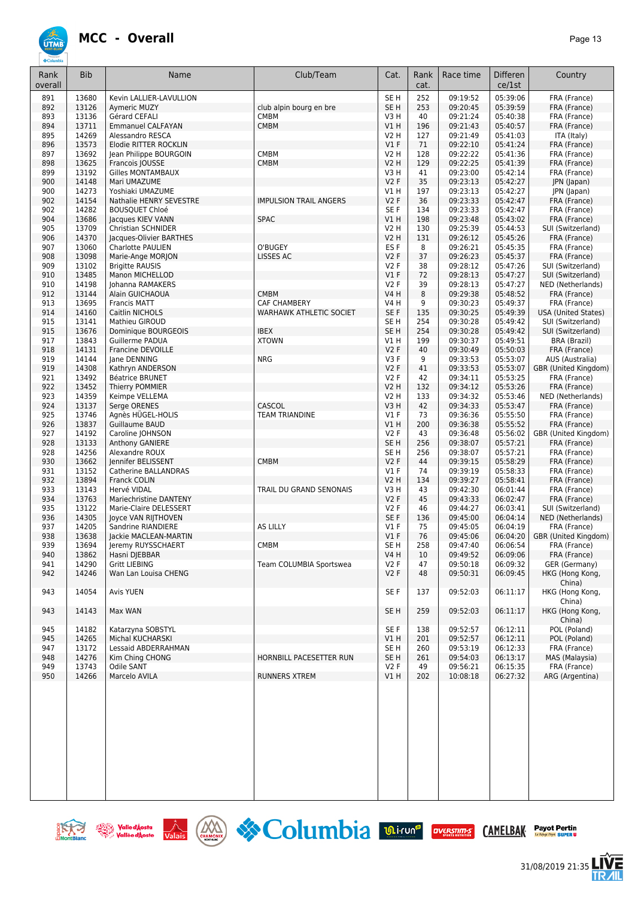# MCC - Overall

| Rank overall | Bib | Name | Club/Team | Cat. | Rank cat. | Race time | Difference/1st | Country |
|---|---|---|---|---|---|---|---|---|
| 891 | 13680 | Kevin LALLIER-LAVULLION | | SE H | 252 | 09:19:52 | 05:39:06 | FRA (France) |
| 892 | 13126 | Aymeric MUZY | club alpin bourg en bre | SE H | 253 | 09:20:45 | 05:39:59 | FRA (France) |
| 893 | 13136 | Gérard CEFALI | CMBM | V3 H | 40 | 09:21:24 | 05:40:38 | FRA (France) |
| 894 | 13711 | Emmanuel CALFAYAN | CMBM | V1 H | 196 | 09:21:43 | 05:40:57 | FRA (France) |
| 895 | 14269 | Alessandro RESCA | | V2 H | 127 | 09:21:49 | 05:41:03 | ITA (Italy) |
| 896 | 13573 | Elodie RITTER ROCKLIN | | V1 F | 71 | 09:22:10 | 05:41:24 | FRA (France) |
| 897 | 13692 | Jean Philippe BOURGOIN | CMBM | V2 H | 128 | 09:22:22 | 05:41:36 | FRA (France) |
| 898 | 13625 | Francois JOUSSE | CMBM | V2 H | 129 | 09:22:25 | 05:41:39 | FRA (France) |
| 899 | 13192 | Gilles MONTAMBAUX | | V3 H | 41 | 09:23:00 | 05:42:14 | FRA (France) |
| 900 | 14148 | Mari UMAZUME | | V2 F | 35 | 09:23:13 | 05:42:27 | JPN (Japan) |
| 900 | 14273 | Yoshiaki UMAZUME | | V1 H | 197 | 09:23:13 | 05:42:27 | JPN (Japan) |
| 902 | 14154 | Nathalie HENRY SEVESTRE | IMPULSION TRAIL ANGERS | V2 F | 36 | 09:23:33 | 05:42:47 | FRA (France) |
| 902 | 14282 | BOUSQUET Chloé | | SE F | 134 | 09:23:33 | 05:42:47 | FRA (France) |
| 904 | 13686 | Jacques KIEV VANN | SPAC | V1 H | 198 | 09:23:48 | 05:43:02 | FRA (France) |
| 905 | 13709 | Christian SCHNIDER | | V2 H | 130 | 09:25:39 | 05:44:53 | SUI (Switzerland) |
| 906 | 14370 | Jacques-Olivier BARTHES | | V2 H | 131 | 09:26:12 | 05:45:26 | FRA (France) |
| 907 | 13060 | Charlotte PAULIEN | O'BUGEY | ES F | 8 | 09:26:21 | 05:45:35 | FRA (France) |
| 908 | 13098 | Marie-Ange MORJON | LISSES AC | V2 F | 37 | 09:26:23 | 05:45:37 | FRA (France) |
| 909 | 13102 | Brigitte RAUSIS | | V2 F | 38 | 09:28:12 | 05:47:26 | SUI (Switzerland) |
| 910 | 13485 | Manon MICHELLOD | | V1 F | 72 | 09:28:13 | 05:47:27 | SUI (Switzerland) |
| 910 | 14198 | Johanna RAMAKERS | | V2 F | 39 | 09:28:13 | 05:47:27 | NED (Netherlands) |
| 912 | 13144 | Alain GUICHAOUA | CMBM | V4 H | 8 | 09:29:38 | 05:48:52 | FRA (France) |
| 913 | 13695 | Francis MATT | CAF CHAMBERY | V4 H | 9 | 09:30:23 | 05:49:37 | FRA (France) |
| 914 | 14160 | Caitlin NICHOLS | WARHAWK ATHLETIC SOCIET | SE F | 135 | 09:30:25 | 05:49:39 | USA (United States) |
| 915 | 13141 | Mathieu GIROUD | | SE H | 254 | 09:30:28 | 05:49:42 | SUI (Switzerland) |
| 915 | 13676 | Dominique BOURGEOIS | IBEX | SE H | 254 | 09:30:28 | 05:49:42 | SUI (Switzerland) |
| 917 | 13843 | Guillerme PADUA | XTOWN | V1 H | 199 | 09:30:37 | 05:49:51 | BRA (Brazil) |
| 918 | 14131 | Francine DEVOILLE | | V2 F | 40 | 09:30:49 | 05:50:03 | FRA (France) |
| 919 | 14144 | Jane DENNING | NRG | V3 F | 9 | 09:33:53 | 05:53:07 | AUS (Australia) |
| 919 | 14308 | Kathryn ANDERSON | | V2 F | 41 | 09:33:53 | 05:53:07 | GBR (United Kingdom) |
| 921 | 13492 | Béatrice BRUNET | | V2 F | 42 | 09:34:11 | 05:53:25 | FRA (France) |
| 922 | 13452 | Thierry POMMIER | | V2 H | 132 | 09:34:12 | 05:53:26 | FRA (France) |
| 923 | 14359 | Keimpe VELLEMA | | V2 H | 133 | 09:34:32 | 05:53:46 | NED (Netherlands) |
| 924 | 13137 | Serge ORENES | CASCOL | V3 H | 42 | 09:34:33 | 05:53:47 | FRA (France) |
| 925 | 13746 | Agnès HÜGEL-HOLIS | TEAM TRIANDINE | V1 F | 73 | 09:36:36 | 05:55:50 | FRA (France) |
| 926 | 13837 | Guillaume BAUD | | V1 H | 200 | 09:36:38 | 05:55:52 | FRA (France) |
| 927 | 14192 | Caroline JOHNSON | | V2 F | 43 | 09:36:48 | 05:56:02 | GBR (United Kingdom) |
| 928 | 13133 | Anthony GANIERE | | SE H | 256 | 09:38:07 | 05:57:21 | FRA (France) |
| 928 | 14256 | Alexandre ROUX | | SE H | 256 | 09:38:07 | 05:57:21 | FRA (France) |
| 930 | 13662 | Jennifer BELISSENT | CMBM | V2 F | 44 | 09:39:15 | 05:58:29 | FRA (France) |
| 931 | 13152 | Catherine BALLANDRAS | | V1 F | 74 | 09:39:19 | 05:58:33 | FRA (France) |
| 932 | 13894 | Franck COLIN | | V2 H | 134 | 09:39:27 | 05:58:41 | FRA (France) |
| 933 | 13143 | Hervé VIDAL | TRAIL DU GRAND SENONAIS | V3 H | 43 | 09:42:30 | 06:01:44 | FRA (France) |
| 934 | 13763 | Mariechristine DANTENY | | V2 F | 45 | 09:43:33 | 06:02:47 | FRA (France) |
| 935 | 13122 | Marie-Claire DELESSERT | | V2 F | 46 | 09:44:27 | 06:03:41 | SUI (Switzerland) |
| 936 | 14305 | Joyce VAN RIJTHOVEN | | SE F | 136 | 09:45:00 | 06:04:14 | NED (Netherlands) |
| 937 | 14205 | Sandrine RIANDIERE | AS LILLY | V1 F | 75 | 09:45:05 | 06:04:19 | FRA (France) |
| 938 | 13638 | Jackie MACLEAN-MARTIN | | V1 F | 76 | 09:45:06 | 06:04:20 | GBR (United Kingdom) |
| 939 | 13694 | Jeremy RUYSSCHAERT | CMBM | SE H | 258 | 09:47:40 | 06:06:54 | FRA (France) |
| 940 | 13862 | Hasni DJEBBAR | | V4 H | 10 | 09:49:52 | 06:09:06 | FRA (France) |
| 941 | 14290 | Gritt LIEBING | Team COLUMBIA Sportswea | V2 F | 47 | 09:50:18 | 06:09:32 | GER (Germany) |
| 942 | 14246 | Wan Lan Louisa CHENG | | V2 F | 48 | 09:50:31 | 06:09:45 | HKG (Hong Kong, China) |
| 943 | 14054 | Avis YUEN | | SE F | 137 | 09:52:03 | 06:11:17 | HKG (Hong Kong, China) |
| 943 | 14143 | Max WAN | | SE H | 259 | 09:52:03 | 06:11:17 | HKG (Hong Kong, China) |
| 945 | 14182 | Katarzyna SOBSTYL | | SE F | 138 | 09:52:57 | 06:12:11 | POL (Poland) |
| 945 | 14265 | Michal KUCHARSKI | | V1 H | 201 | 09:52:57 | 06:12:11 | POL (Poland) |
| 947 | 13172 | Lessaid ABDERRAHMAN | | SE H | 260 | 09:53:19 | 06:12:33 | FRA (France) |
| 948 | 14276 | Kim Ching CHONG | HORNBILL PACESETTER RUN | SE H | 261 | 09:54:03 | 06:13:17 | MAS (Malaysia) |
| 949 | 13743 | Odile SANT | | V2 F | 49 | 09:56:21 | 06:15:35 | FRA (France) |
| 950 | 14266 | Marcelo AVILA | RUNNERS XTREM | V1 H | 202 | 10:08:18 | 06:27:32 | ARG (Argentina) |

31/08/2019 21:35